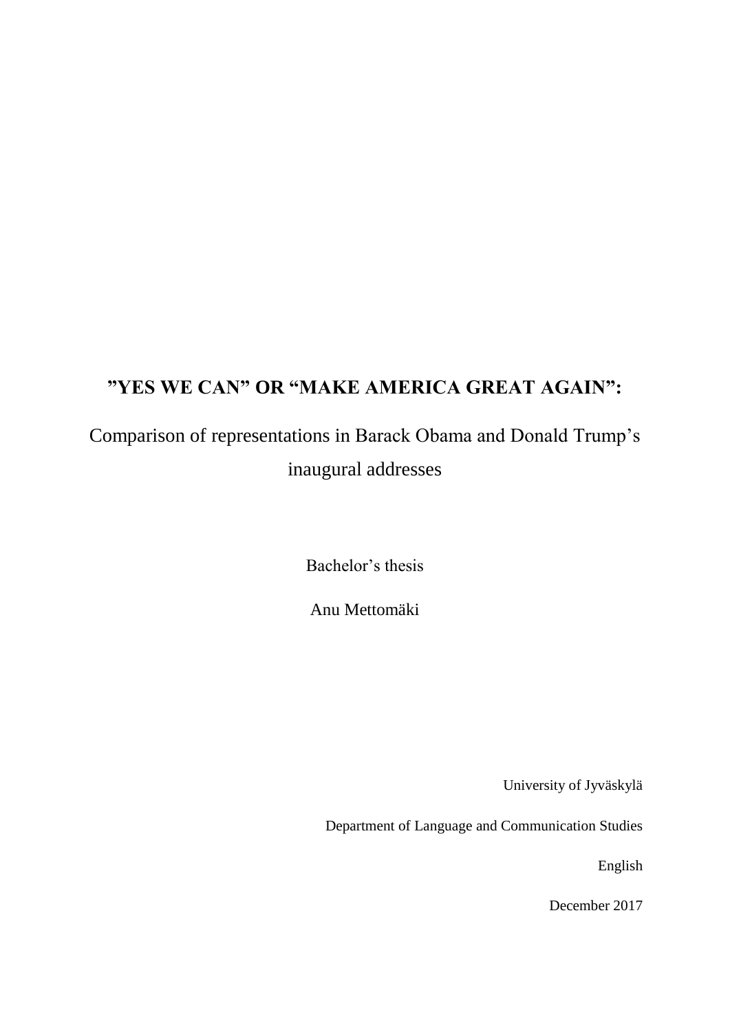# ”YES WE CAN” OR “MAKE AMERICA GREAT AGAIN”:

## Comparison of representations in Barack Obama and Donald Trump’s inaugural addresses

Bachelor’s thesis

Anu Mettomäki

University of Jyväskylä

Department of Language and Communication Studies

English

December 2017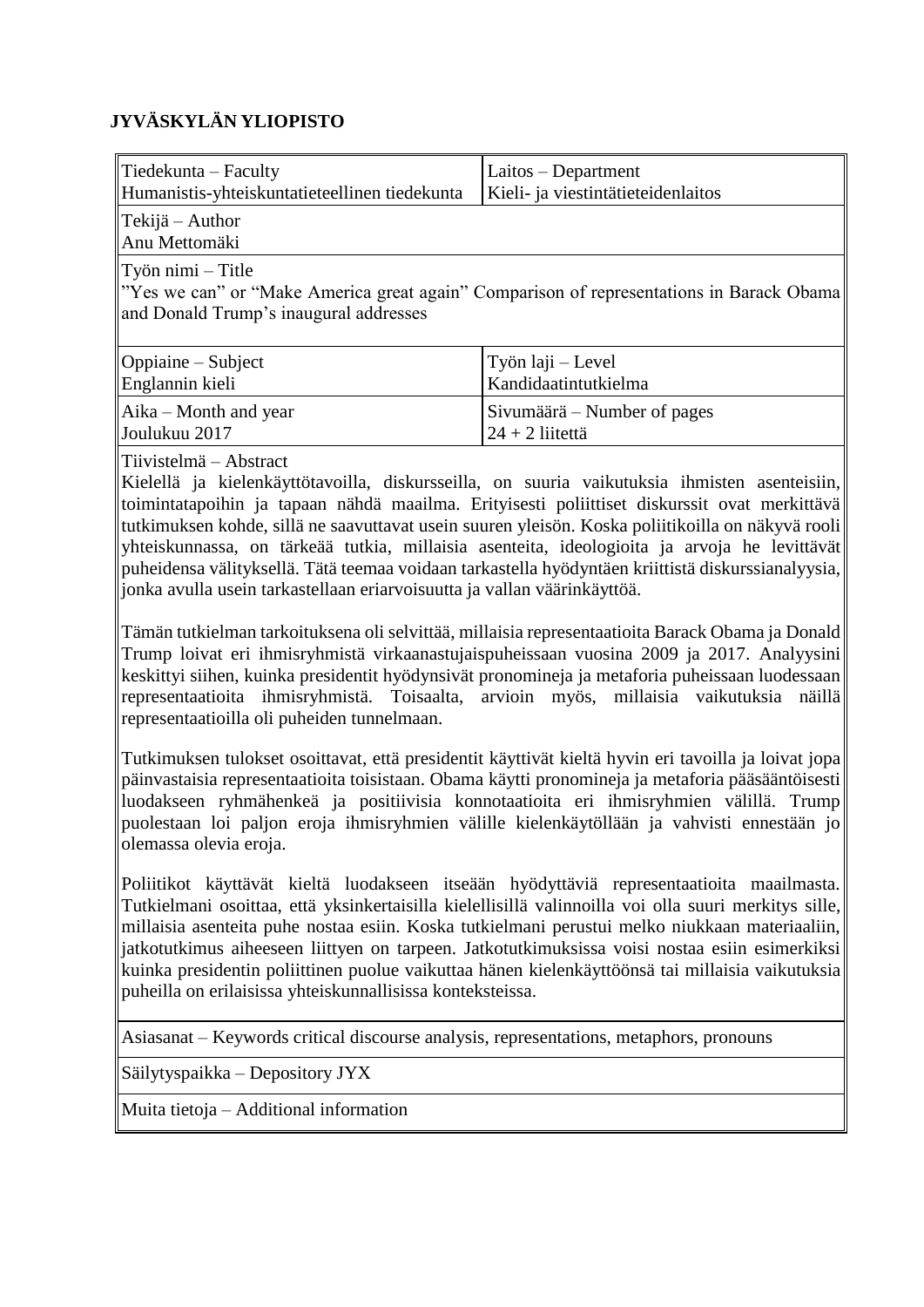**JYVÄSKYLÄN YLIOPISTO**

| Tiedekunta – Faculty<br>Humanistis-yhteiskuntatieteellinen tiedekunta | Laitos – Department<br>Kieli- ja viestintätieteidenlaitos |
|---|---|
| Tekijä – Author<br>Anu Mettomäki | |
| Työn nimi – Title<br>”Yes we can” or “Make America great again” Comparison of representations in Barack Obama and Donald Trump’s inaugural addresses | |
| Oppiaine – Subject<br>Englannin kieli | Työn laji – Level<br>Kandidaatintutkielma |
| Aika – Month and year<br>Joulukuu 2017 | Sivumäärä – Number of pages<br>24 + 2 liitettä |

Tiivistelmä – Abstract

Kielellä ja kielenkäyttötavoilla, diskursseilla, on suuria vaikutuksia ihmisten asenteisiin, toimintatapoihin ja tapaan nähdä maailma. Erityisesti poliittiset diskurssit ovat merkittävä tutkimuksen kohde, sillä ne saavuttavat usein suuren yleisön. Koska poliitikoilla on näkyvä rooli yhteiskunnassa, on tärkeää tutkia, millaisia asenteita, ideologioita ja arvoja he levittävät puheidensa välityksellä. Tätä teemaa voidaan tarkastella hyödyntäen kriittistä diskurssianalyysia, jonka avulla usein tarkastellaan eriarvoisuutta ja vallan väärinkäyttöä.

Tämän tutkielman tarkoituksena oli selvittää, millaisia representaatioita Barack Obama ja Donald Trump loivat eri ihmisryhmistä virkaanastujaispuheissaan vuosina 2009 ja 2017. Analyysini keskittyi siihen, kuinka presidentit hyödynsivät pronomineja ja metaforia puheissaan luodessaan representaatioita ihmisryhmistä. Toisaalta, arvioin myös, millaisia vaikutuksia näillä representaatioilla oli puheiden tunnelmaan.

Tutkimuksen tulokset osoittavat, että presidentit käyttivät kieltä hyvin eri tavoilla ja loivat jopa päinvastaisia representaatioita toisistaan. Obama käytti pronomineja ja metaforia pääsääntöisesti luodakseen ryhmähenkeä ja positiivisia konnotaatioita eri ihmisryhmien välillä. Trump puolestaan loi paljon eroja ihmisryhmien välille kielenkäytöllään ja vahvisti ennestään jo olemassa olevia eroja.

Poliitikot käyttävät kieltä luodakseen itseään hyödyttäviä representaatioita maailmasta. Tutkielmani osoittaa, että yksinkertaisilla kielellisillä valinnoilla voi olla suuri merkitys sille, millaisia asenteita puhe nostaa esiin. Koska tutkielmani perustui melko niukkaan materiaaliin, jatkotutkimus aiheeseen liittyen on tarpeen. Jatkotutkimuksissa voisi nostaa esiin esimerkiksi kuinka presidentin poliittinen puolue vaikuttaa hänen kielenkäyttöönsä tai millaisia vaikutuksia puheilla on erilaisissa yhteiskunnallisissa konteksteissa.

Asiasanat – Keywords critical discourse analysis, representations, metaphors, pronouns

Säilytyspaikka – Depository JYX

Muita tietoja – Additional information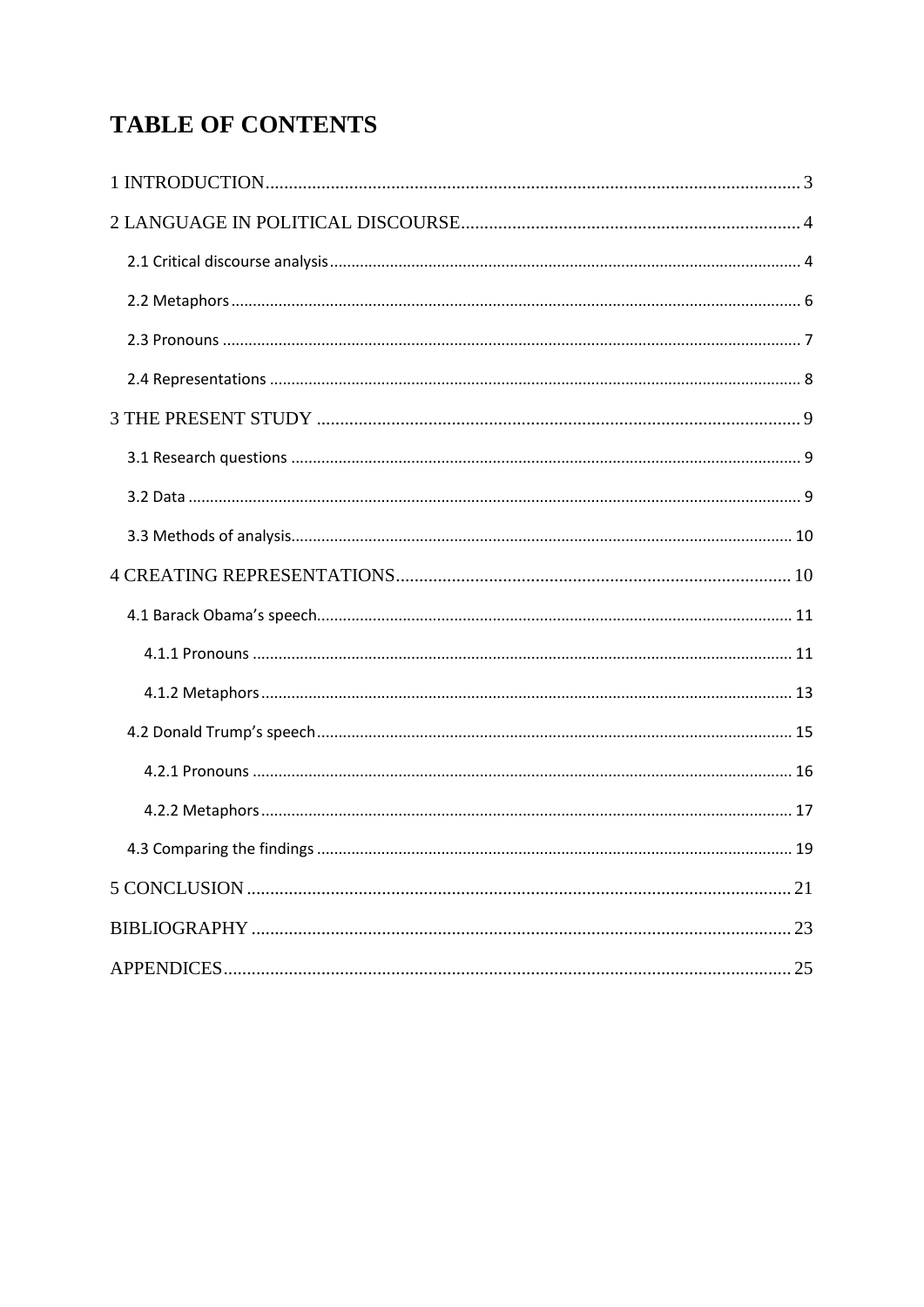# TABLE OF CONTENTS

1 INTRODUCTION .......... 3

2 LANGUAGE IN POLITICAL DISCOURSE .......... 4

- 2.1 Critical discourse analysis .......... 4
- 2.2 Metaphors .......... 6
- 2.3 Pronouns .......... 7
- 2.4 Representations .......... 8

3 THE PRESENT STUDY .......... 9

- 3.1 Research questions .......... 9
- 3.2 Data .......... 9
- 3.3 Methods of analysis .......... 10

4 CREATING REPRESENTATIONS .......... 10

- 4.1 Barack Obama's speech .......... 11
  - 4.1.1 Pronouns .......... 11
  - 4.1.2 Metaphors .......... 13
- 4.2 Donald Trump's speech .......... 15
  - 4.2.1 Pronouns .......... 16
  - 4.2.2 Metaphors .......... 17
- 4.3 Comparing the findings .......... 19

5 CONCLUSION .......... 21

BIBLIOGRAPHY .......... 23

APPENDICES .......... 25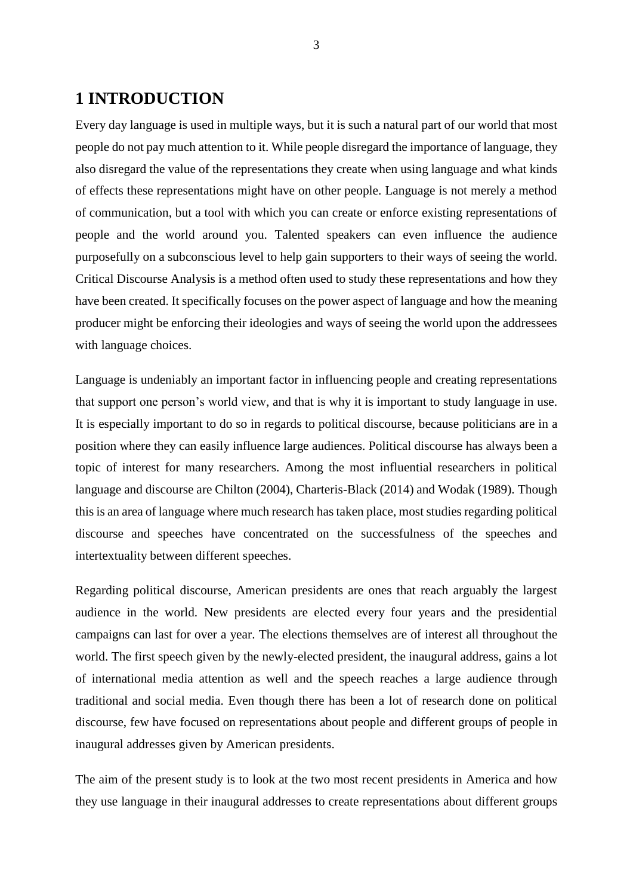# 1 INTRODUCTION

Every day language is used in multiple ways, but it is such a natural part of our world that most people do not pay much attention to it. While people disregard the importance of language, they also disregard the value of the representations they create when using language and what kinds of effects these representations might have on other people. Language is not merely a method of communication, but a tool with which you can create or enforce existing representations of people and the world around you. Talented speakers can even influence the audience purposefully on a subconscious level to help gain supporters to their ways of seeing the world. Critical Discourse Analysis is a method often used to study these representations and how they have been created. It specifically focuses on the power aspect of language and how the meaning producer might be enforcing their ideologies and ways of seeing the world upon the addressees with language choices.

Language is undeniably an important factor in influencing people and creating representations that support one person's world view, and that is why it is important to study language in use. It is especially important to do so in regards to political discourse, because politicians are in a position where they can easily influence large audiences. Political discourse has always been a topic of interest for many researchers. Among the most influential researchers in political language and discourse are Chilton (2004), Charteris-Black (2014) and Wodak (1989). Though this is an area of language where much research has taken place, most studies regarding political discourse and speeches have concentrated on the successfulness of the speeches and intertextuality between different speeches.

Regarding political discourse, American presidents are ones that reach arguably the largest audience in the world. New presidents are elected every four years and the presidential campaigns can last for over a year. The elections themselves are of interest all throughout the world. The first speech given by the newly-elected president, the inaugural address, gains a lot of international media attention as well and the speech reaches a large audience through traditional and social media. Even though there has been a lot of research done on political discourse, few have focused on representations about people and different groups of people in inaugural addresses given by American presidents.

The aim of the present study is to look at the two most recent presidents in America and how they use language in their inaugural addresses to create representations about different groups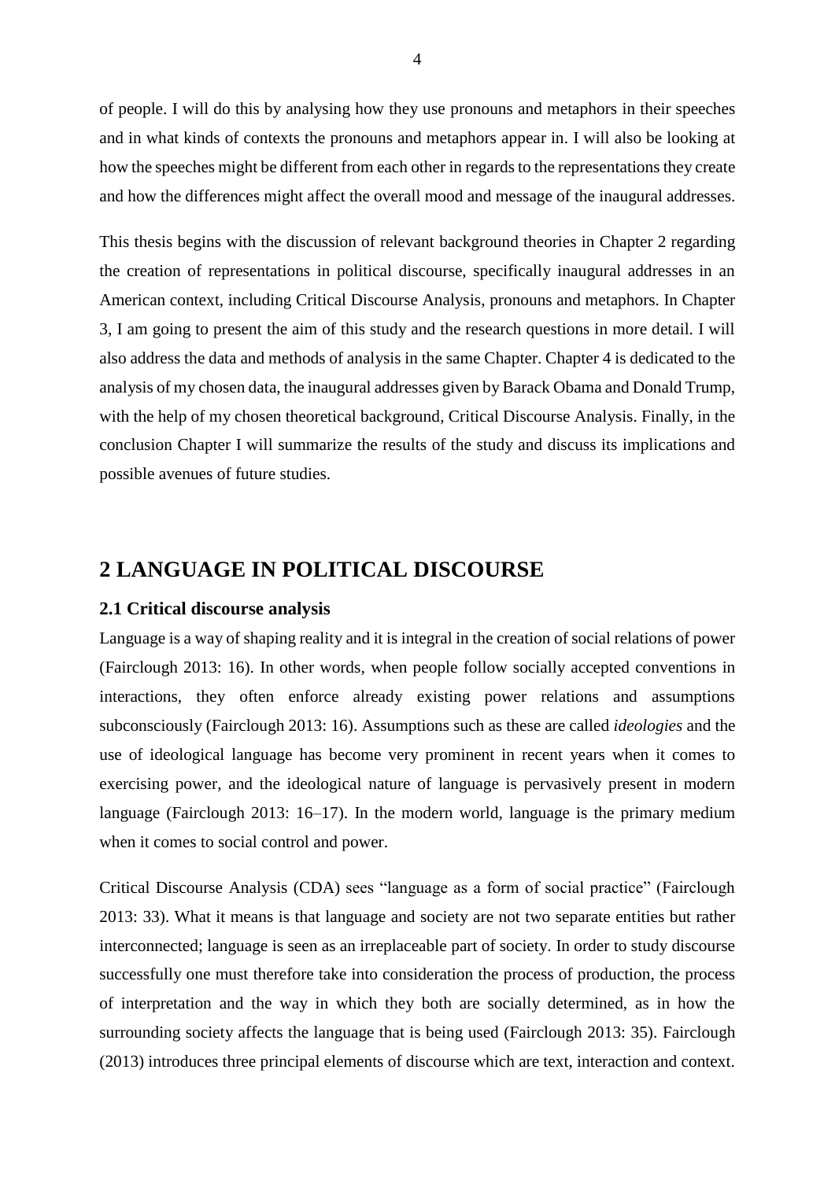of people. I will do this by analysing how they use pronouns and metaphors in their speeches and in what kinds of contexts the pronouns and metaphors appear in. I will also be looking at how the speeches might be different from each other in regards to the representations they create and how the differences might affect the overall mood and message of the inaugural addresses.

This thesis begins with the discussion of relevant background theories in Chapter 2 regarding the creation of representations in political discourse, specifically inaugural addresses in an American context, including Critical Discourse Analysis, pronouns and metaphors. In Chapter 3, I am going to present the aim of this study and the research questions in more detail. I will also address the data and methods of analysis in the same Chapter. Chapter 4 is dedicated to the analysis of my chosen data, the inaugural addresses given by Barack Obama and Donald Trump, with the help of my chosen theoretical background, Critical Discourse Analysis. Finally, in the conclusion Chapter I will summarize the results of the study and discuss its implications and possible avenues of future studies.

# 2 LANGUAGE IN POLITICAL DISCOURSE

## 2.1 Critical discourse analysis

Language is a way of shaping reality and it is integral in the creation of social relations of power (Fairclough 2013: 16). In other words, when people follow socially accepted conventions in interactions, they often enforce already existing power relations and assumptions subconsciously (Fairclough 2013: 16). Assumptions such as these are called *ideologies* and the use of ideological language has become very prominent in recent years when it comes to exercising power, and the ideological nature of language is pervasively present in modern language (Fairclough 2013: 16–17). In the modern world, language is the primary medium when it comes to social control and power.

Critical Discourse Analysis (CDA) sees "language as a form of social practice" (Fairclough 2013: 33). What it means is that language and society are not two separate entities but rather interconnected; language is seen as an irreplaceable part of society. In order to study discourse successfully one must therefore take into consideration the process of production, the process of interpretation and the way in which they both are socially determined, as in how the surrounding society affects the language that is being used (Fairclough 2013: 35). Fairclough (2013) introduces three principal elements of discourse which are text, interaction and context.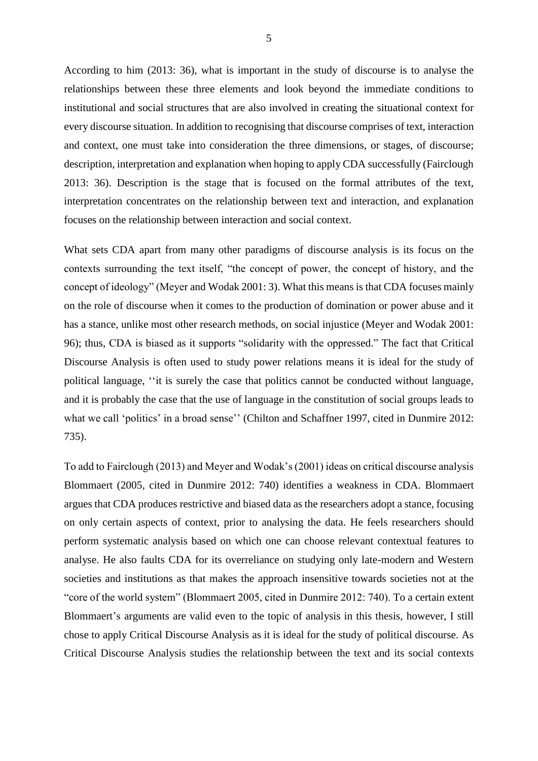According to him (2013: 36), what is important in the study of discourse is to analyse the relationships between these three elements and look beyond the immediate conditions to institutional and social structures that are also involved in creating the situational context for every discourse situation. In addition to recognising that discourse comprises of text, interaction and context, one must take into consideration the three dimensions, or stages, of discourse; description, interpretation and explanation when hoping to apply CDA successfully (Fairclough 2013: 36). Description is the stage that is focused on the formal attributes of the text, interpretation concentrates on the relationship between text and interaction, and explanation focuses on the relationship between interaction and social context.

What sets CDA apart from many other paradigms of discourse analysis is its focus on the contexts surrounding the text itself, "the concept of power, the concept of history, and the concept of ideology" (Meyer and Wodak 2001: 3). What this means is that CDA focuses mainly on the role of discourse when it comes to the production of domination or power abuse and it has a stance, unlike most other research methods, on social injustice (Meyer and Wodak 2001: 96); thus, CDA is biased as it supports "solidarity with the oppressed." The fact that Critical Discourse Analysis is often used to study power relations means it is ideal for the study of political language, ''it is surely the case that politics cannot be conducted without language, and it is probably the case that the use of language in the constitution of social groups leads to what we call 'politics' in a broad sense'' (Chilton and Schaffner 1997, cited in Dunmire 2012: 735).

To add to Fairclough (2013) and Meyer and Wodak's (2001) ideas on critical discourse analysis Blommaert (2005, cited in Dunmire 2012: 740) identifies a weakness in CDA. Blommaert argues that CDA produces restrictive and biased data as the researchers adopt a stance, focusing on only certain aspects of context, prior to analysing the data. He feels researchers should perform systematic analysis based on which one can choose relevant contextual features to analyse. He also faults CDA for its overreliance on studying only late-modern and Western societies and institutions as that makes the approach insensitive towards societies not at the "core of the world system" (Blommaert 2005, cited in Dunmire 2012: 740). To a certain extent Blommaert's arguments are valid even to the topic of analysis in this thesis, however, I still chose to apply Critical Discourse Analysis as it is ideal for the study of political discourse. As Critical Discourse Analysis studies the relationship between the text and its social contexts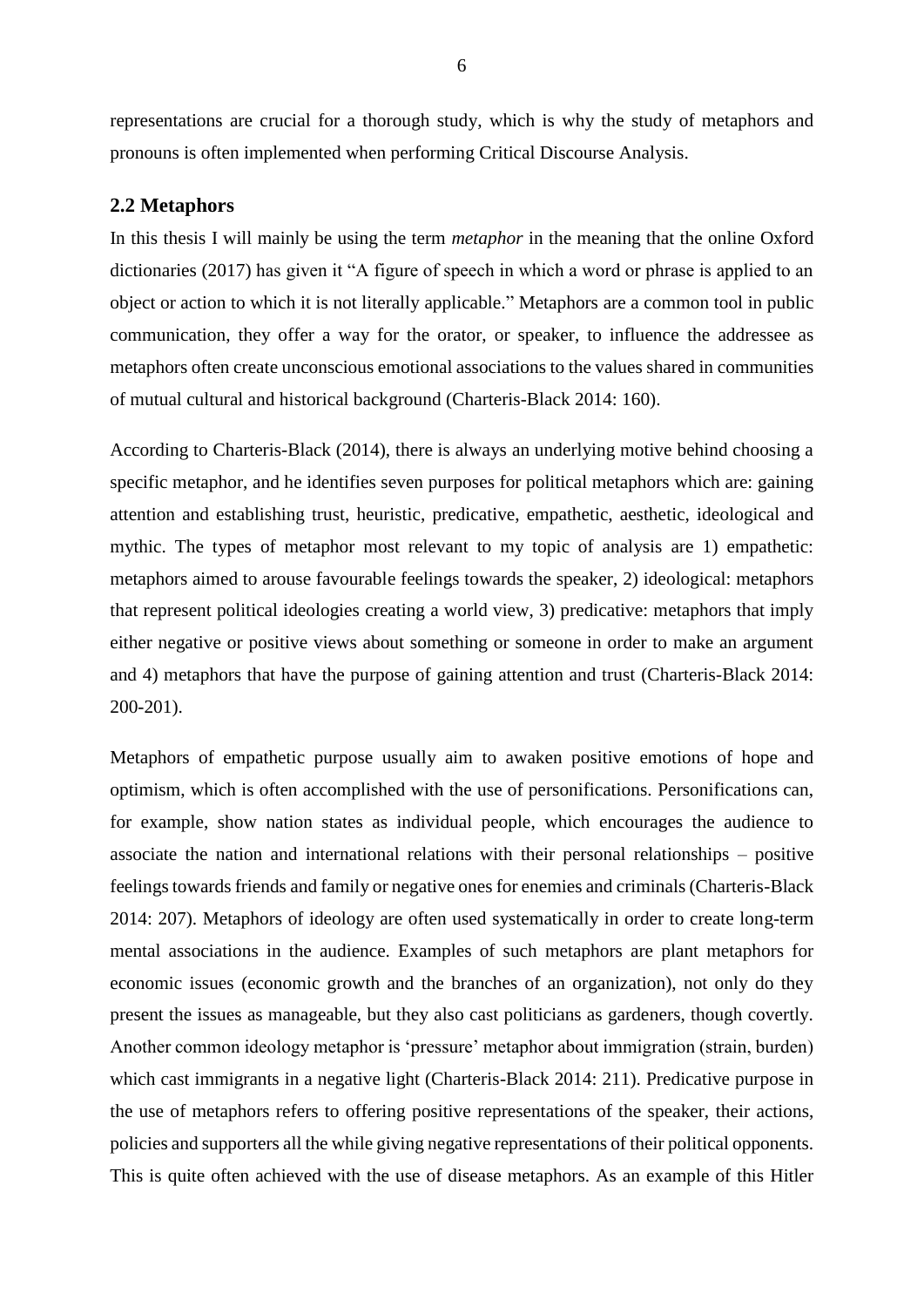representations are crucial for a thorough study, which is why the study of metaphors and pronouns is often implemented when performing Critical Discourse Analysis.

## 2.2 Metaphors

In this thesis I will mainly be using the term *metaphor* in the meaning that the online Oxford dictionaries (2017) has given it "A figure of speech in which a word or phrase is applied to an object or action to which it is not literally applicable." Metaphors are a common tool in public communication, they offer a way for the orator, or speaker, to influence the addressee as metaphors often create unconscious emotional associations to the values shared in communities of mutual cultural and historical background (Charteris-Black 2014: 160).

According to Charteris-Black (2014), there is always an underlying motive behind choosing a specific metaphor, and he identifies seven purposes for political metaphors which are: gaining attention and establishing trust, heuristic, predicative, empathetic, aesthetic, ideological and mythic. The types of metaphor most relevant to my topic of analysis are 1) empathetic: metaphors aimed to arouse favourable feelings towards the speaker, 2) ideological: metaphors that represent political ideologies creating a world view, 3) predicative: metaphors that imply either negative or positive views about something or someone in order to make an argument and 4) metaphors that have the purpose of gaining attention and trust (Charteris-Black 2014: 200-201).

Metaphors of empathetic purpose usually aim to awaken positive emotions of hope and optimism, which is often accomplished with the use of personifications. Personifications can, for example, show nation states as individual people, which encourages the audience to associate the nation and international relations with their personal relationships – positive feelings towards friends and family or negative ones for enemies and criminals (Charteris-Black 2014: 207). Metaphors of ideology are often used systematically in order to create long-term mental associations in the audience. Examples of such metaphors are plant metaphors for economic issues (economic growth and the branches of an organization), not only do they present the issues as manageable, but they also cast politicians as gardeners, though covertly. Another common ideology metaphor is 'pressure' metaphor about immigration (strain, burden) which cast immigrants in a negative light (Charteris-Black 2014: 211). Predicative purpose in the use of metaphors refers to offering positive representations of the speaker, their actions, policies and supporters all the while giving negative representations of their political opponents. This is quite often achieved with the use of disease metaphors. As an example of this Hitler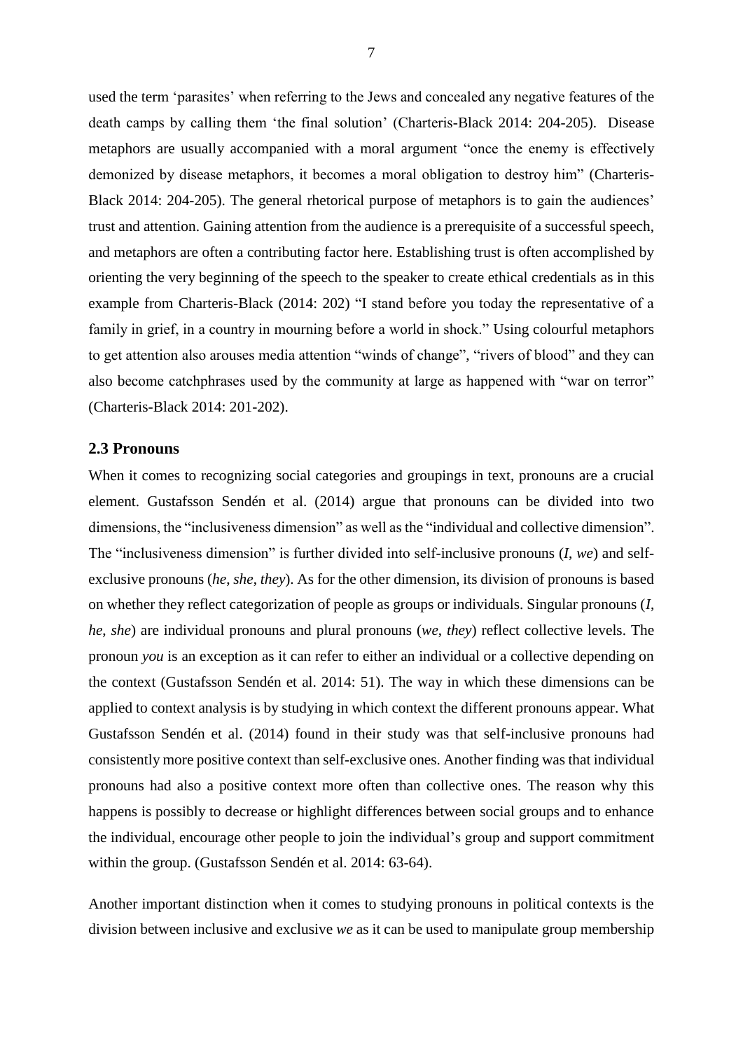used the term 'parasites' when referring to the Jews and concealed any negative features of the death camps by calling them 'the final solution' (Charteris-Black 2014: 204-205). Disease metaphors are usually accompanied with a moral argument "once the enemy is effectively demonized by disease metaphors, it becomes a moral obligation to destroy him" (Charteris-Black 2014: 204-205). The general rhetorical purpose of metaphors is to gain the audiences' trust and attention. Gaining attention from the audience is a prerequisite of a successful speech, and metaphors are often a contributing factor here. Establishing trust is often accomplished by orienting the very beginning of the speech to the speaker to create ethical credentials as in this example from Charteris-Black (2014: 202) "I stand before you today the representative of a family in grief, in a country in mourning before a world in shock." Using colourful metaphors to get attention also arouses media attention "winds of change", "rivers of blood" and they can also become catchphrases used by the community at large as happened with "war on terror" (Charteris-Black 2014: 201-202).

### 2.3 Pronouns

When it comes to recognizing social categories and groupings in text, pronouns are a crucial element. Gustafsson Sendén et al. (2014) argue that pronouns can be divided into two dimensions, the "inclusiveness dimension" as well as the "individual and collective dimension". The "inclusiveness dimension" is further divided into self-inclusive pronouns (*I*, *we*) and self-exclusive pronouns (*he*, *she*, *they*). As for the other dimension, its division of pronouns is based on whether they reflect categorization of people as groups or individuals. Singular pronouns (*I*, *he*, *she*) are individual pronouns and plural pronouns (*we*, *they*) reflect collective levels. The pronoun *you* is an exception as it can refer to either an individual or a collective depending on the context (Gustafsson Sendén et al. 2014: 51). The way in which these dimensions can be applied to context analysis is by studying in which context the different pronouns appear. What Gustafsson Sendén et al. (2014) found in their study was that self-inclusive pronouns had consistently more positive context than self-exclusive ones. Another finding was that individual pronouns had also a positive context more often than collective ones. The reason why this happens is possibly to decrease or highlight differences between social groups and to enhance the individual, encourage other people to join the individual's group and support commitment within the group. (Gustafsson Sendén et al. 2014: 63-64).

Another important distinction when it comes to studying pronouns in political contexts is the division between inclusive and exclusive *we* as it can be used to manipulate group membership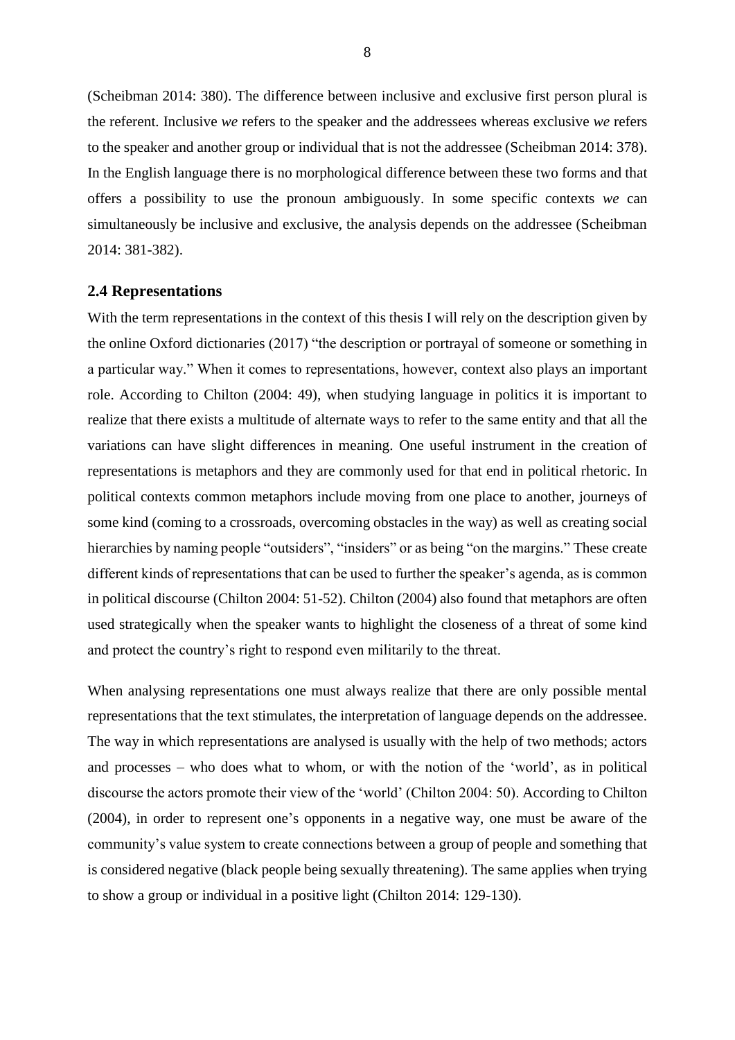(Scheibman 2014: 380). The difference between inclusive and exclusive first person plural is the referent. Inclusive *we* refers to the speaker and the addressees whereas exclusive *we* refers to the speaker and another group or individual that is not the addressee (Scheibman 2014: 378). In the English language there is no morphological difference between these two forms and that offers a possibility to use the pronoun ambiguously. In some specific contexts *we* can simultaneously be inclusive and exclusive, the analysis depends on the addressee (Scheibman 2014: 381-382).

### 2.4 Representations

With the term representations in the context of this thesis I will rely on the description given by the online Oxford dictionaries (2017) "the description or portrayal of someone or something in a particular way." When it comes to representations, however, context also plays an important role. According to Chilton (2004: 49), when studying language in politics it is important to realize that there exists a multitude of alternate ways to refer to the same entity and that all the variations can have slight differences in meaning. One useful instrument in the creation of representations is metaphors and they are commonly used for that end in political rhetoric. In political contexts common metaphors include moving from one place to another, journeys of some kind (coming to a crossroads, overcoming obstacles in the way) as well as creating social hierarchies by naming people "outsiders", "insiders" or as being "on the margins." These create different kinds of representations that can be used to further the speaker's agenda, as is common in political discourse (Chilton 2004: 51-52). Chilton (2004) also found that metaphors are often used strategically when the speaker wants to highlight the closeness of a threat of some kind and protect the country's right to respond even militarily to the threat.

When analysing representations one must always realize that there are only possible mental representations that the text stimulates, the interpretation of language depends on the addressee. The way in which representations are analysed is usually with the help of two methods; actors and processes – who does what to whom, or with the notion of the 'world', as in political discourse the actors promote their view of the 'world' (Chilton 2004: 50). According to Chilton (2004), in order to represent one's opponents in a negative way, one must be aware of the community's value system to create connections between a group of people and something that is considered negative (black people being sexually threatening). The same applies when trying to show a group or individual in a positive light (Chilton 2014: 129-130).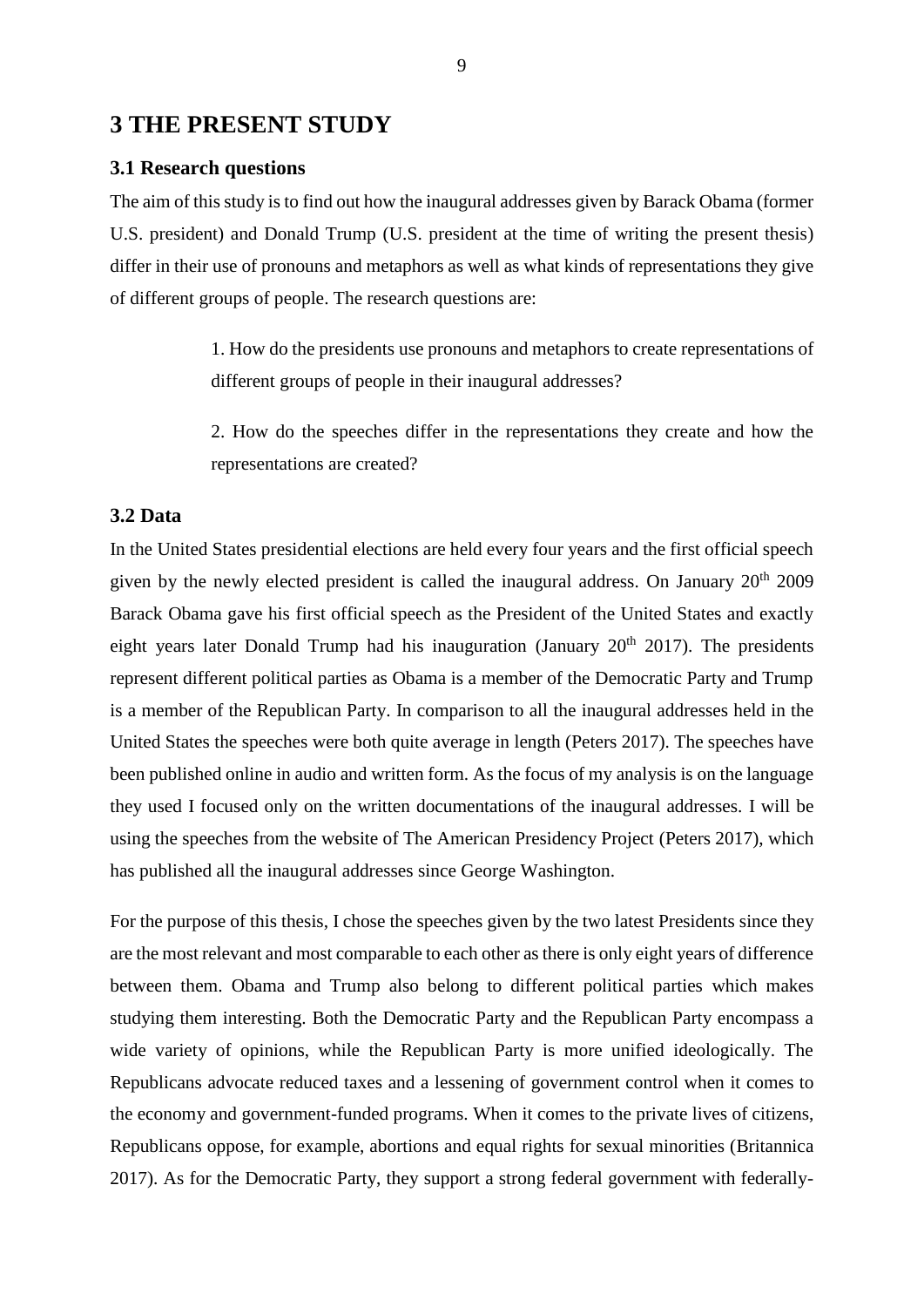# 3 THE PRESENT STUDY

## 3.1 Research questions

The aim of this study is to find out how the inaugural addresses given by Barack Obama (former U.S. president) and Donald Trump (U.S. president at the time of writing the present thesis) differ in their use of pronouns and metaphors as well as what kinds of representations they give of different groups of people. The research questions are:

> 1. How do the presidents use pronouns and metaphors to create representations of different groups of people in their inaugural addresses?
>
> 2. How do the speeches differ in the representations they create and how the representations are created?

## 3.2 Data

In the United States presidential elections are held every four years and the first official speech given by the newly elected president is called the inaugural address. On January 20th 2009 Barack Obama gave his first official speech as the President of the United States and exactly eight years later Donald Trump had his inauguration (January 20th 2017). The presidents represent different political parties as Obama is a member of the Democratic Party and Trump is a member of the Republican Party. In comparison to all the inaugural addresses held in the United States the speeches were both quite average in length (Peters 2017). The speeches have been published online in audio and written form. As the focus of my analysis is on the language they used I focused only on the written documentations of the inaugural addresses. I will be using the speeches from the website of The American Presidency Project (Peters 2017), which has published all the inaugural addresses since George Washington.

For the purpose of this thesis, I chose the speeches given by the two latest Presidents since they are the most relevant and most comparable to each other as there is only eight years of difference between them. Obama and Trump also belong to different political parties which makes studying them interesting. Both the Democratic Party and the Republican Party encompass a wide variety of opinions, while the Republican Party is more unified ideologically. The Republicans advocate reduced taxes and a lessening of government control when it comes to the economy and government-funded programs. When it comes to the private lives of citizens, Republicans oppose, for example, abortions and equal rights for sexual minorities (Britannica 2017). As for the Democratic Party, they support a strong federal government with federally-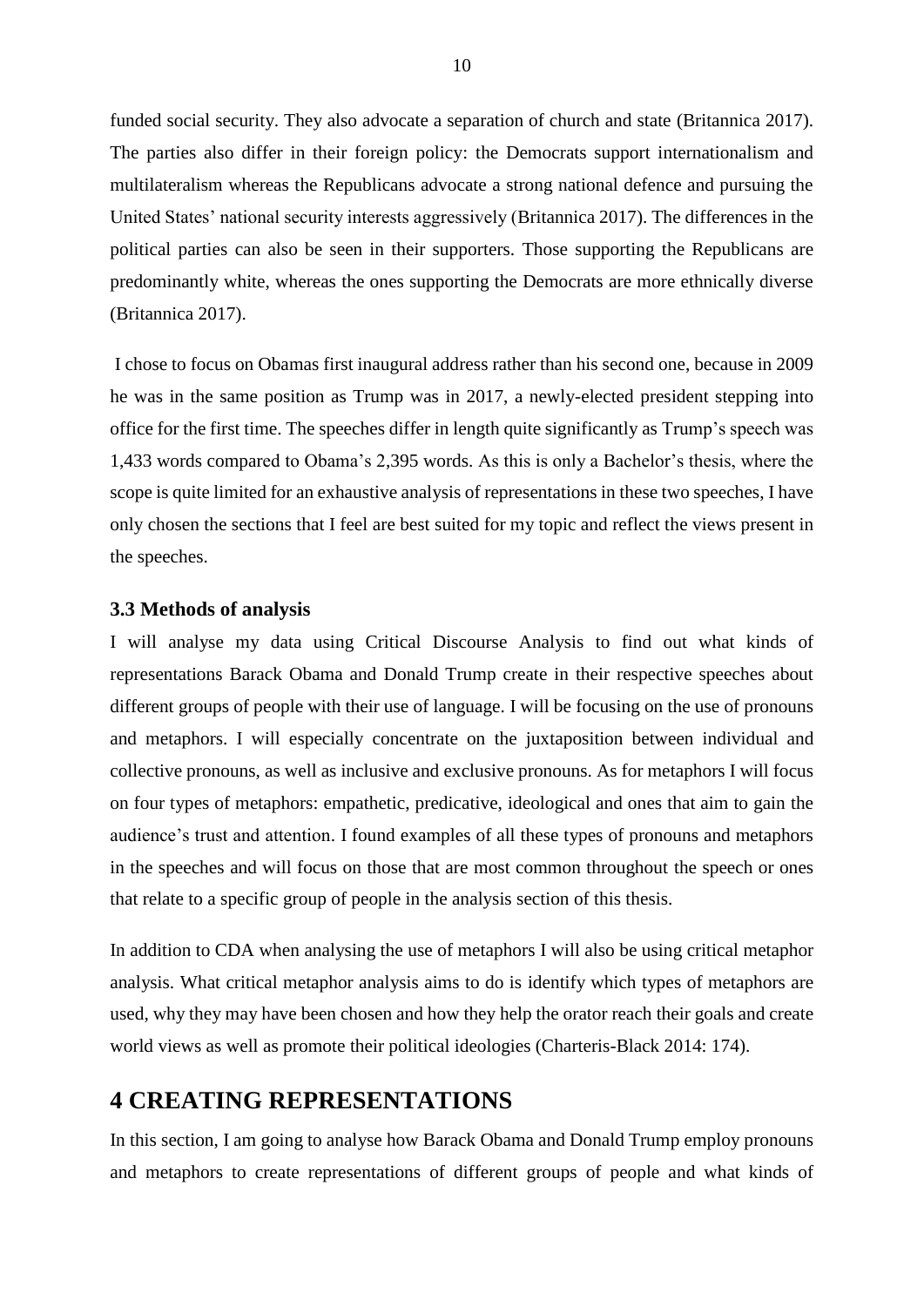funded social security. They also advocate a separation of church and state (Britannica 2017). The parties also differ in their foreign policy: the Democrats support internationalism and multilateralism whereas the Republicans advocate a strong national defence and pursuing the United States' national security interests aggressively (Britannica 2017). The differences in the political parties can also be seen in their supporters. Those supporting the Republicans are predominantly white, whereas the ones supporting the Democrats are more ethnically diverse (Britannica 2017).

I chose to focus on Obamas first inaugural address rather than his second one, because in 2009 he was in the same position as Trump was in 2017, a newly-elected president stepping into office for the first time. The speeches differ in length quite significantly as Trump's speech was 1,433 words compared to Obama's 2,395 words. As this is only a Bachelor's thesis, where the scope is quite limited for an exhaustive analysis of representations in these two speeches, I have only chosen the sections that I feel are best suited for my topic and reflect the views present in the speeches.

### 3.3 Methods of analysis

I will analyse my data using Critical Discourse Analysis to find out what kinds of representations Barack Obama and Donald Trump create in their respective speeches about different groups of people with their use of language. I will be focusing on the use of pronouns and metaphors. I will especially concentrate on the juxtaposition between individual and collective pronouns, as well as inclusive and exclusive pronouns. As for metaphors I will focus on four types of metaphors: empathetic, predicative, ideological and ones that aim to gain the audience's trust and attention. I found examples of all these types of pronouns and metaphors in the speeches and will focus on those that are most common throughout the speech or ones that relate to a specific group of people in the analysis section of this thesis.

In addition to CDA when analysing the use of metaphors I will also be using critical metaphor analysis. What critical metaphor analysis aims to do is identify which types of metaphors are used, why they may have been chosen and how they help the orator reach their goals and create world views as well as promote their political ideologies (Charteris-Black 2014: 174).

## 4 CREATING REPRESENTATIONS

In this section, I am going to analyse how Barack Obama and Donald Trump employ pronouns and metaphors to create representations of different groups of people and what kinds of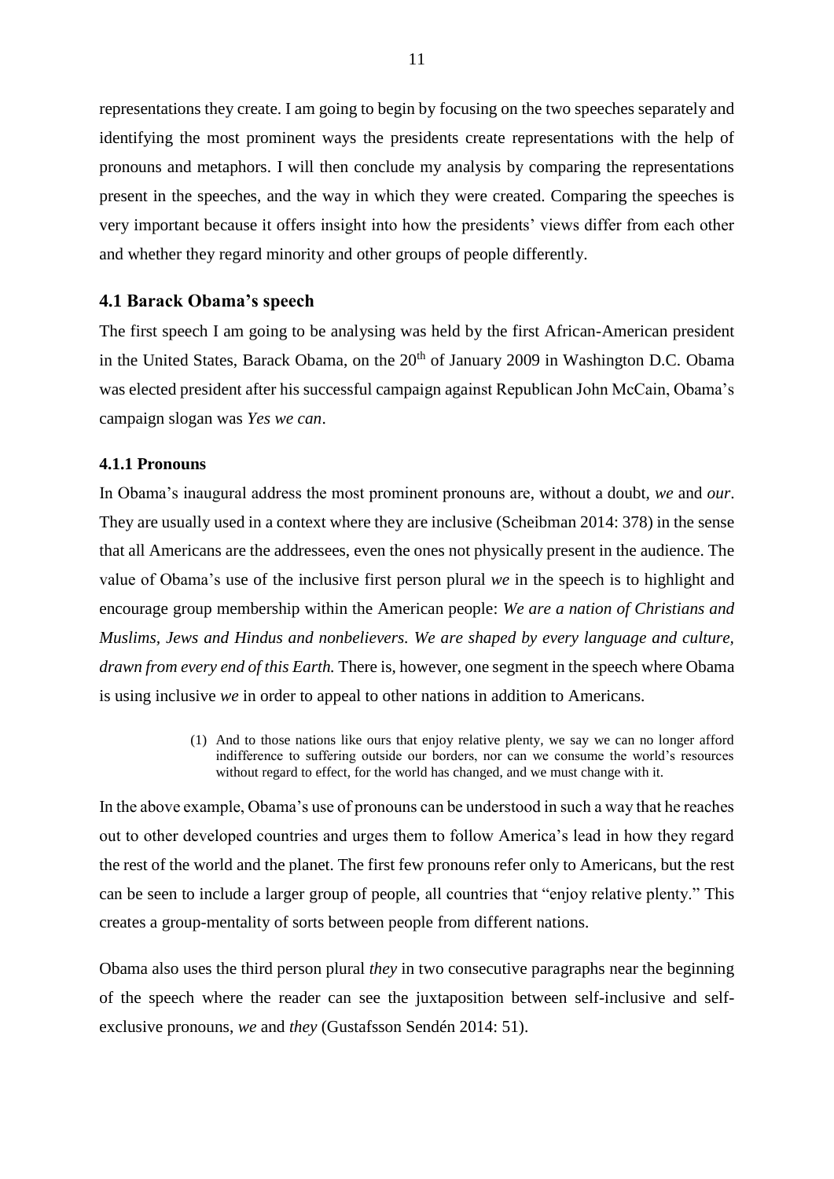representations they create. I am going to begin by focusing on the two speeches separately and identifying the most prominent ways the presidents create representations with the help of pronouns and metaphors. I will then conclude my analysis by comparing the representations present in the speeches, and the way in which they were created. Comparing the speeches is very important because it offers insight into how the presidents' views differ from each other and whether they regard minority and other groups of people differently.

### 4.1 Barack Obama's speech

The first speech I am going to be analysing was held by the first African-American president in the United States, Barack Obama, on the 20th of January 2009 in Washington D.C. Obama was elected president after his successful campaign against Republican John McCain, Obama's campaign slogan was *Yes we can*.

#### 4.1.1 Pronouns

In Obama's inaugural address the most prominent pronouns are, without a doubt, *we* and *our*. They are usually used in a context where they are inclusive (Scheibman 2014: 378) in the sense that all Americans are the addressees, even the ones not physically present in the audience. The value of Obama's use of the inclusive first person plural *we* in the speech is to highlight and encourage group membership within the American people: *We are a nation of Christians and Muslims, Jews and Hindus and nonbelievers. We are shaped by every language and culture, drawn from every end of this Earth.* There is, however, one segment in the speech where Obama is using inclusive *we* in order to appeal to other nations in addition to Americans.

> (1) And to those nations like ours that enjoy relative plenty, we say we can no longer afford indifference to suffering outside our borders, nor can we consume the world's resources without regard to effect, for the world has changed, and we must change with it.

In the above example, Obama's use of pronouns can be understood in such a way that he reaches out to other developed countries and urges them to follow America's lead in how they regard the rest of the world and the planet. The first few pronouns refer only to Americans, but the rest can be seen to include a larger group of people, all countries that "enjoy relative plenty." This creates a group-mentality of sorts between people from different nations.

Obama also uses the third person plural *they* in two consecutive paragraphs near the beginning of the speech where the reader can see the juxtaposition between self-inclusive and self-exclusive pronouns, *we* and *they* (Gustafsson Sendén 2014: 51).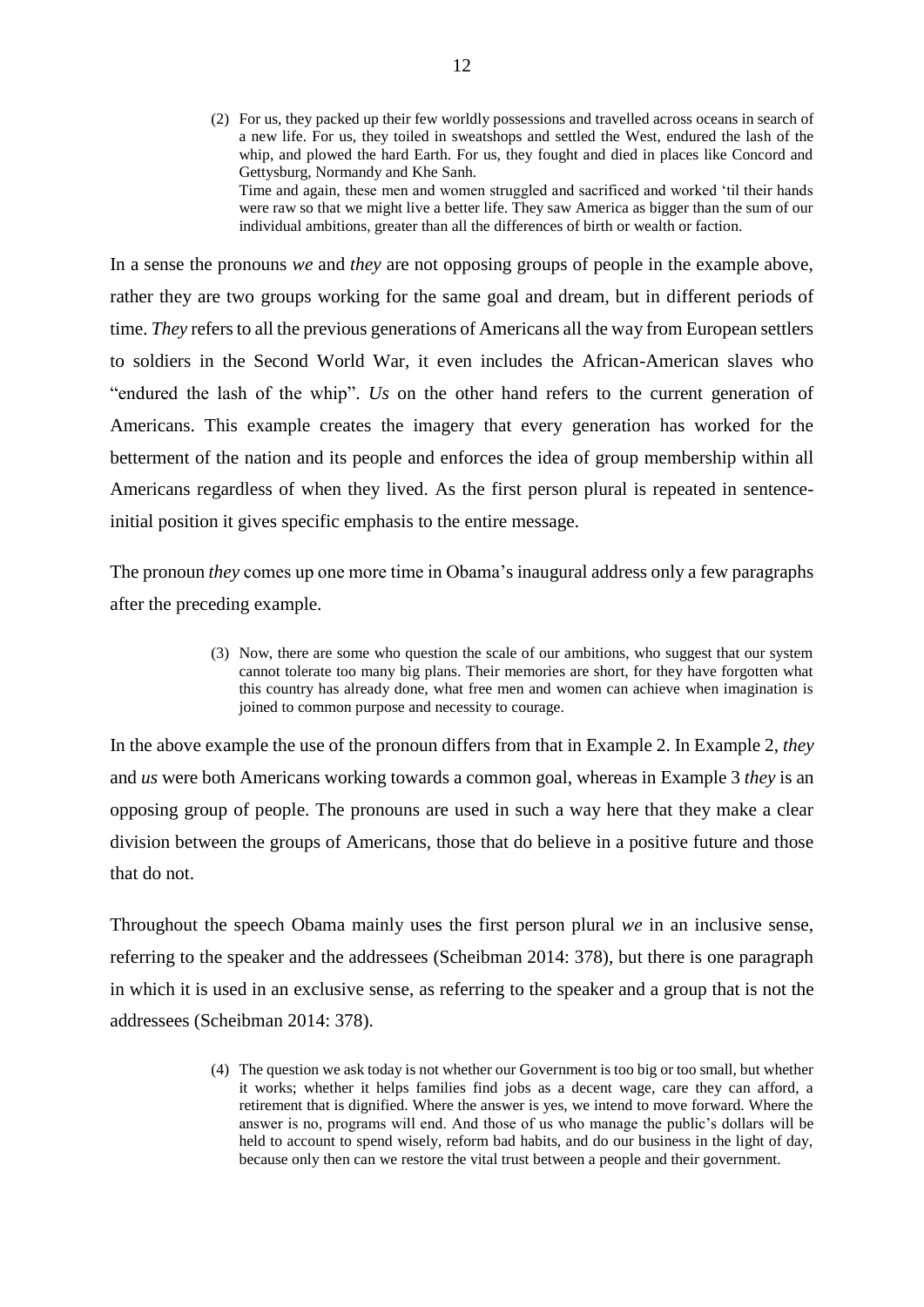> (2) For us, they packed up their few worldly possessions and travelled across oceans in search of a new life. For us, they toiled in sweatshops and settled the West, endured the lash of the whip, and plowed the hard Earth. For us, they fought and died in places like Concord and Gettysburg, Normandy and Khe Sanh.
> Time and again, these men and women struggled and sacrificed and worked 'til their hands were raw so that we might live a better life. They saw America as bigger than the sum of our individual ambitions, greater than all the differences of birth or wealth or faction.

In a sense the pronouns *we* and *they* are not opposing groups of people in the example above, rather they are two groups working for the same goal and dream, but in different periods of time. *They* refers to all the previous generations of Americans all the way from European settlers to soldiers in the Second World War, it even includes the African-American slaves who "endured the lash of the whip". *Us* on the other hand refers to the current generation of Americans. This example creates the imagery that every generation has worked for the betterment of the nation and its people and enforces the idea of group membership within all Americans regardless of when they lived. As the first person plural is repeated in sentence-initial position it gives specific emphasis to the entire message.

The pronoun *they* comes up one more time in Obama's inaugural address only a few paragraphs after the preceding example.

> (3) Now, there are some who question the scale of our ambitions, who suggest that our system cannot tolerate too many big plans. Their memories are short, for they have forgotten what this country has already done, what free men and women can achieve when imagination is joined to common purpose and necessity to courage.

In the above example the use of the pronoun differs from that in Example 2. In Example 2, *they* and *us* were both Americans working towards a common goal, whereas in Example 3 *they* is an opposing group of people. The pronouns are used in such a way here that they make a clear division between the groups of Americans, those that do believe in a positive future and those that do not.

Throughout the speech Obama mainly uses the first person plural *we* in an inclusive sense, referring to the speaker and the addressees (Scheibman 2014: 378), but there is one paragraph in which it is used in an exclusive sense, as referring to the speaker and a group that is not the addressees (Scheibman 2014: 378).

> (4) The question we ask today is not whether our Government is too big or too small, but whether it works; whether it helps families find jobs as a decent wage, care they can afford, a retirement that is dignified. Where the answer is yes, we intend to move forward. Where the answer is no, programs will end. And those of us who manage the public's dollars will be held to account to spend wisely, reform bad habits, and do our business in the light of day, because only then can we restore the vital trust between a people and their government.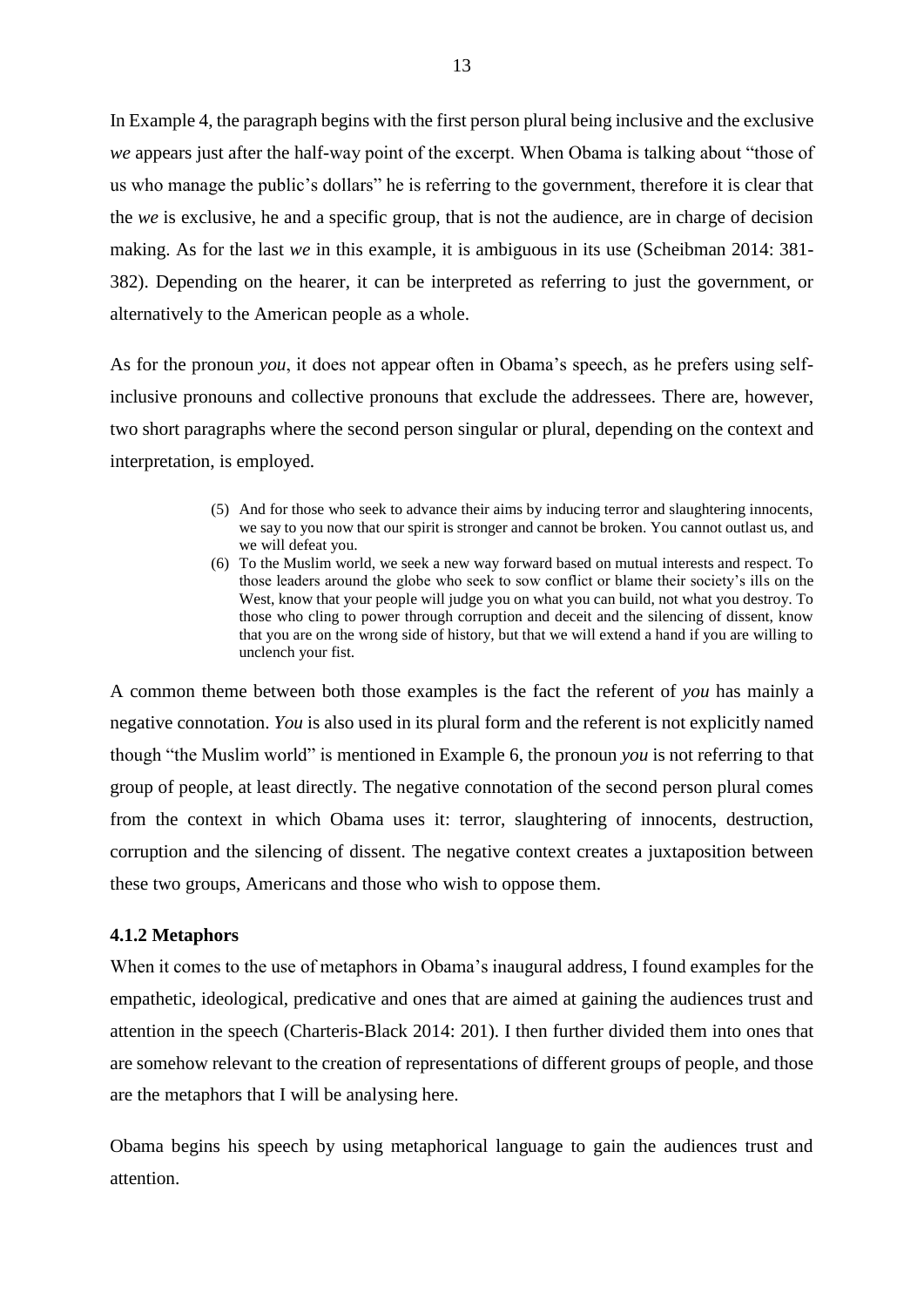In Example 4, the paragraph begins with the first person plural being inclusive and the exclusive *we* appears just after the half-way point of the excerpt. When Obama is talking about "those of us who manage the public's dollars" he is referring to the government, therefore it is clear that the *we* is exclusive, he and a specific group, that is not the audience, are in charge of decision making. As for the last *we* in this example, it is ambiguous in its use (Scheibman 2014: 381-382). Depending on the hearer, it can be interpreted as referring to just the government, or alternatively to the American people as a whole.

As for the pronoun *you*, it does not appear often in Obama's speech, as he prefers using self-inclusive pronouns and collective pronouns that exclude the addressees. There are, however, two short paragraphs where the second person singular or plural, depending on the context and interpretation, is employed.

> (5) And for those who seek to advance their aims by inducing terror and slaughtering innocents, we say to you now that our spirit is stronger and cannot be broken. You cannot outlast us, and we will defeat you.
>
> (6) To the Muslim world, we seek a new way forward based on mutual interests and respect. To those leaders around the globe who seek to sow conflict or blame their society's ills on the West, know that your people will judge you on what you can build, not what you destroy. To those who cling to power through corruption and deceit and the silencing of dissent, know that you are on the wrong side of history, but that we will extend a hand if you are willing to unclench your fist.

A common theme between both those examples is the fact the referent of *you* has mainly a negative connotation. *You* is also used in its plural form and the referent is not explicitly named though "the Muslim world" is mentioned in Example 6, the pronoun *you* is not referring to that group of people, at least directly. The negative connotation of the second person plural comes from the context in which Obama uses it: terror, slaughtering of innocents, destruction, corruption and the silencing of dissent. The negative context creates a juxtaposition between these two groups, Americans and those who wish to oppose them.

### 4.1.2 Metaphors

When it comes to the use of metaphors in Obama's inaugural address, I found examples for the empathetic, ideological, predicative and ones that are aimed at gaining the audiences trust and attention in the speech (Charteris-Black 2014: 201). I then further divided them into ones that are somehow relevant to the creation of representations of different groups of people, and those are the metaphors that I will be analysing here.

Obama begins his speech by using metaphorical language to gain the audiences trust and attention.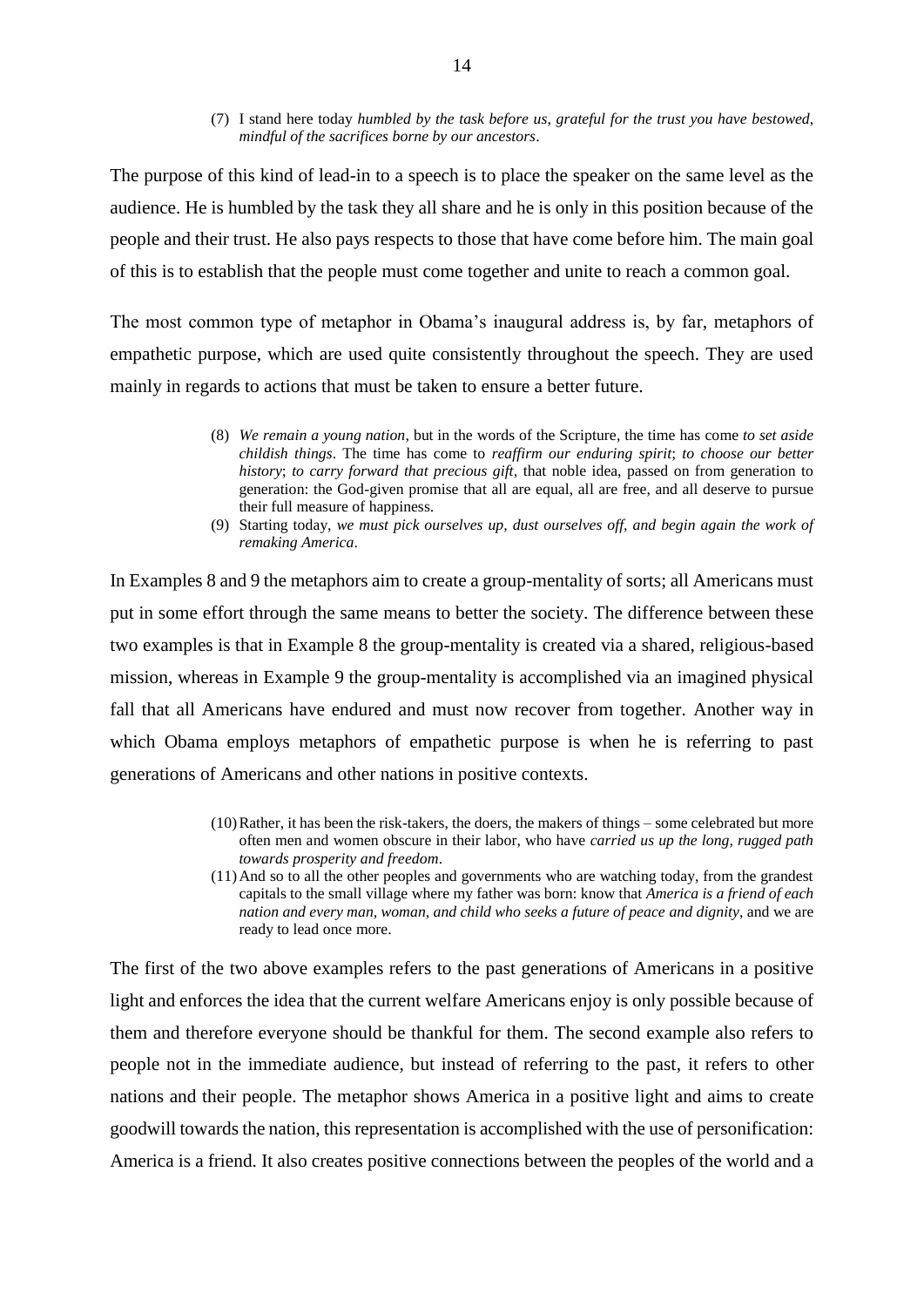(7) I stand here today *humbled by the task before us, grateful for the trust you have bestowed, mindful of the sacrifices borne by our ancestors*.

The purpose of this kind of lead-in to a speech is to place the speaker on the same level as the audience. He is humbled by the task they all share and he is only in this position because of the people and their trust. He also pays respects to those that have come before him. The main goal of this is to establish that the people must come together and unite to reach a common goal.

The most common type of metaphor in Obama's inaugural address is, by far, metaphors of empathetic purpose, which are used quite consistently throughout the speech. They are used mainly in regards to actions that must be taken to ensure a better future.

(8) *We remain a young nation*, but in the words of the Scripture, the time has come *to set aside childish things*. The time has come to *reaffirm our enduring spirit*; *to choose our better history*; *to carry forward that precious gift*, that noble idea, passed on from generation to generation: the God-given promise that all are equal, all are free, and all deserve to pursue their full measure of happiness.

(9) Starting today, *we must pick ourselves up, dust ourselves off, and begin again the work of remaking America*.

In Examples 8 and 9 the metaphors aim to create a group-mentality of sorts; all Americans must put in some effort through the same means to better the society. The difference between these two examples is that in Example 8 the group-mentality is created via a shared, religious-based mission, whereas in Example 9 the group-mentality is accomplished via an imagined physical fall that all Americans have endured and must now recover from together. Another way in which Obama employs metaphors of empathetic purpose is when he is referring to past generations of Americans and other nations in positive contexts.

(10) Rather, it has been the risk-takers, the doers, the makers of things – some celebrated but more often men and women obscure in their labor, who have *carried us up the long, rugged path towards prosperity and freedom*.

(11) And so to all the other peoples and governments who are watching today, from the grandest capitals to the small village where my father was born: know that *America is a friend of each nation and every man, woman, and child who seeks a future of peace and dignity*, and we are ready to lead once more.

The first of the two above examples refers to the past generations of Americans in a positive light and enforces the idea that the current welfare Americans enjoy is only possible because of them and therefore everyone should be thankful for them. The second example also refers to people not in the immediate audience, but instead of referring to the past, it refers to other nations and their people. The metaphor shows America in a positive light and aims to create goodwill towards the nation, this representation is accomplished with the use of personification: America is a friend. It also creates positive connections between the peoples of the world and a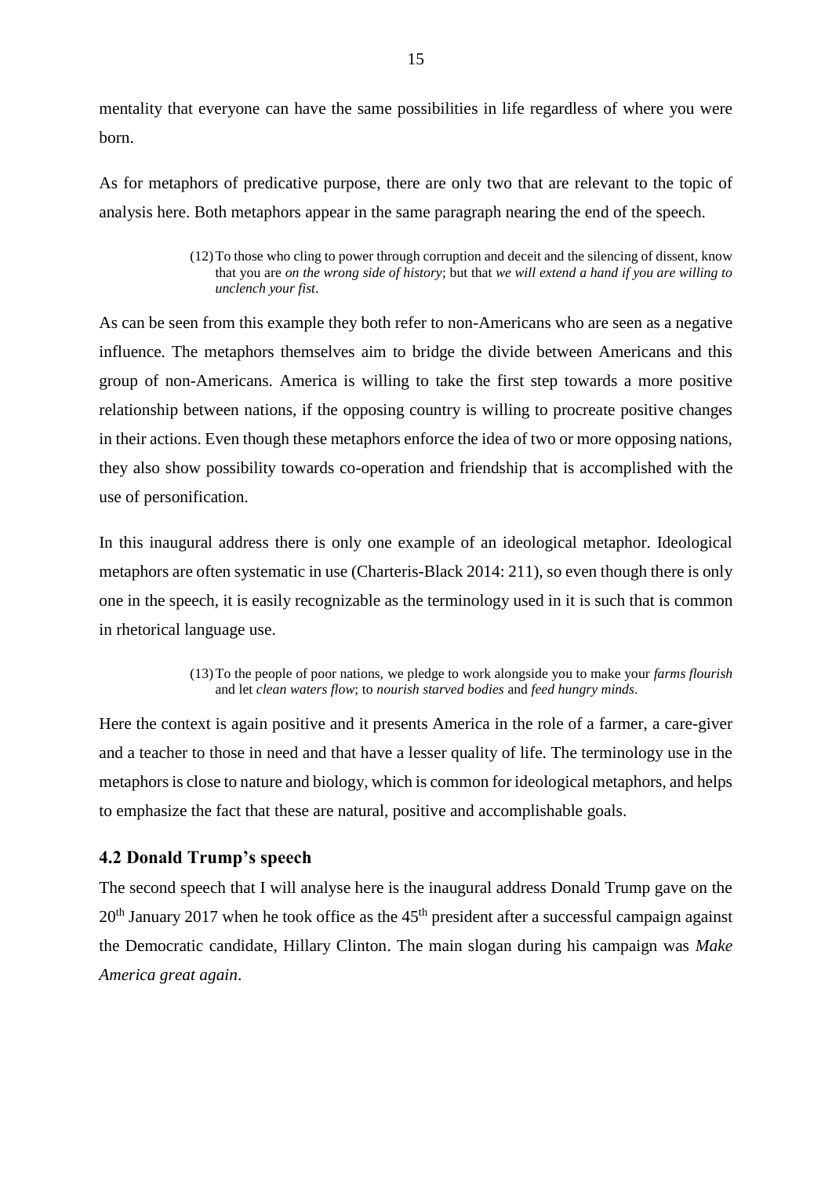mentality that everyone can have the same possibilities in life regardless of where you were born.

As for metaphors of predicative purpose, there are only two that are relevant to the topic of analysis here. Both metaphors appear in the same paragraph nearing the end of the speech.

> (12) To those who cling to power through corruption and deceit and the silencing of dissent, know that you are *on the wrong side of history*; but that *we will extend a hand if you are willing to unclench your fist*.

As can be seen from this example they both refer to non-Americans who are seen as a negative influence. The metaphors themselves aim to bridge the divide between Americans and this group of non-Americans. America is willing to take the first step towards a more positive relationship between nations, if the opposing country is willing to procreate positive changes in their actions. Even though these metaphors enforce the idea of two or more opposing nations, they also show possibility towards co-operation and friendship that is accomplished with the use of personification.

In this inaugural address there is only one example of an ideological metaphor. Ideological metaphors are often systematic in use (Charteris-Black 2014: 211), so even though there is only one in the speech, it is easily recognizable as the terminology used in it is such that is common in rhetorical language use.

> (13) To the people of poor nations, we pledge to work alongside you to make your *farms flourish* and let *clean waters flow*; to *nourish starved bodies* and *feed hungry minds*.

Here the context is again positive and it presents America in the role of a farmer, a care-giver and a teacher to those in need and that have a lesser quality of life. The terminology use in the metaphors is close to nature and biology, which is common for ideological metaphors, and helps to emphasize the fact that these are natural, positive and accomplishable goals.

## 4.2 Donald Trump's speech

The second speech that I will analyse here is the inaugural address Donald Trump gave on the 20th January 2017 when he took office as the 45th president after a successful campaign against the Democratic candidate, Hillary Clinton. The main slogan during his campaign was *Make America great again*.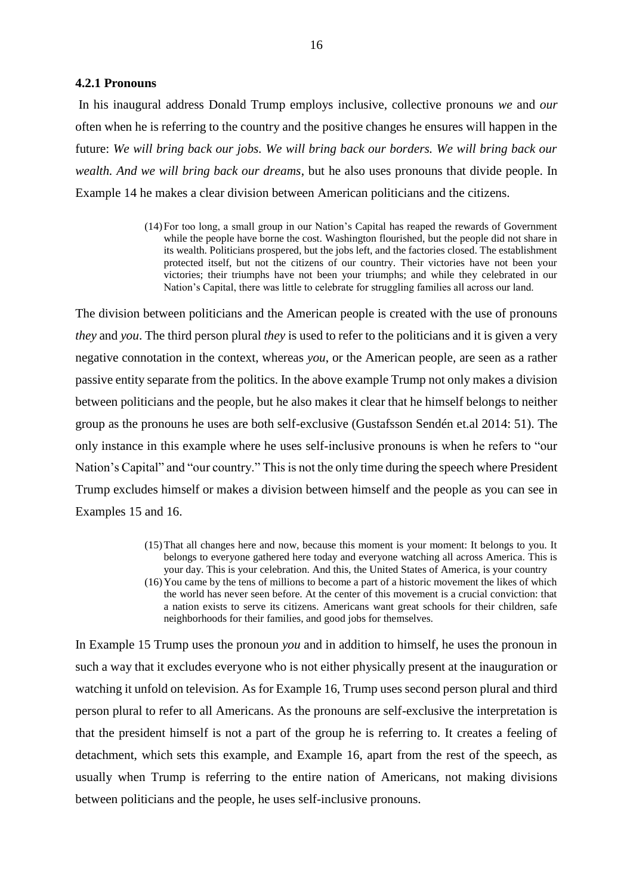### 4.2.1 Pronouns

In his inaugural address Donald Trump employs inclusive, collective pronouns *we* and *our* often when he is referring to the country and the positive changes he ensures will happen in the future: *We will bring back our jobs. We will bring back our borders. We will bring back our wealth. And we will bring back our dreams*, but he also uses pronouns that divide people. In Example 14 he makes a clear division between American politicians and the citizens.

> (14) For too long, a small group in our Nation's Capital has reaped the rewards of Government while the people have borne the cost. Washington flourished, but the people did not share in its wealth. Politicians prospered, but the jobs left, and the factories closed. The establishment protected itself, but not the citizens of our country. Their victories have not been your victories; their triumphs have not been your triumphs; and while they celebrated in our Nation's Capital, there was little to celebrate for struggling families all across our land.

The division between politicians and the American people is created with the use of pronouns *they* and *you*. The third person plural *they* is used to refer to the politicians and it is given a very negative connotation in the context, whereas *you*, or the American people, are seen as a rather passive entity separate from the politics. In the above example Trump not only makes a division between politicians and the people, but he also makes it clear that he himself belongs to neither group as the pronouns he uses are both self-exclusive (Gustafsson Sendén et.al 2014: 51). The only instance in this example where he uses self-inclusive pronouns is when he refers to "our Nation's Capital" and "our country." This is not the only time during the speech where President Trump excludes himself or makes a division between himself and the people as you can see in Examples 15 and 16.

> (15) That all changes here and now, because this moment is your moment: It belongs to you. It belongs to everyone gathered here today and everyone watching all across America. This is your day. This is your celebration. And this, the United States of America, is your country
>
> (16) You came by the tens of millions to become a part of a historic movement the likes of which the world has never seen before. At the center of this movement is a crucial conviction: that a nation exists to serve its citizens. Americans want great schools for their children, safe neighborhoods for their families, and good jobs for themselves.

In Example 15 Trump uses the pronoun *you* and in addition to himself, he uses the pronoun in such a way that it excludes everyone who is not either physically present at the inauguration or watching it unfold on television. As for Example 16, Trump uses second person plural and third person plural to refer to all Americans. As the pronouns are self-exclusive the interpretation is that the president himself is not a part of the group he is referring to. It creates a feeling of detachment, which sets this example, and Example 16, apart from the rest of the speech, as usually when Trump is referring to the entire nation of Americans, not making divisions between politicians and the people, he uses self-inclusive pronouns.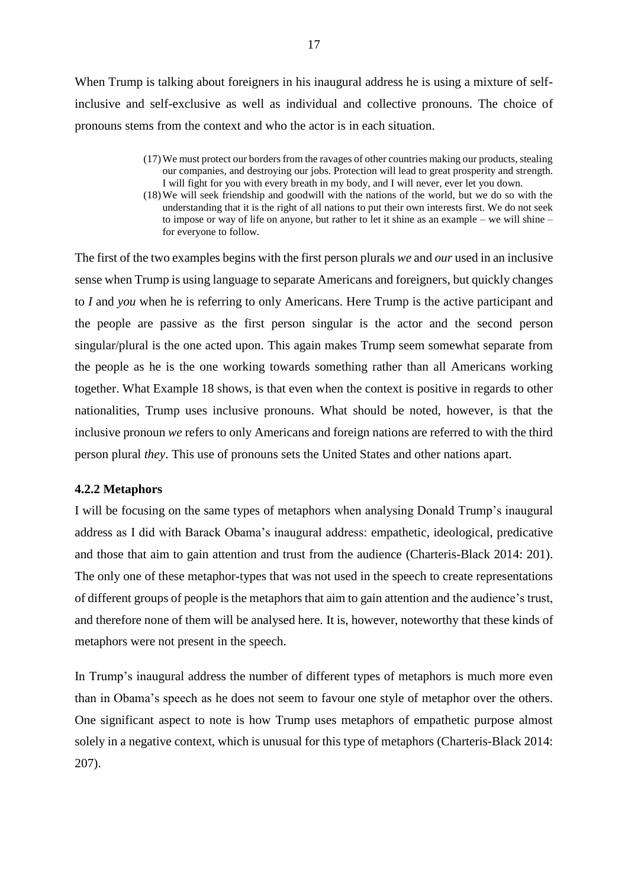When Trump is talking about foreigners in his inaugural address he is using a mixture of self-inclusive and self-exclusive as well as individual and collective pronouns. The choice of pronouns stems from the context and who the actor is in each situation.

> (17) We must protect our borders from the ravages of other countries making our products, stealing our companies, and destroying our jobs. Protection will lead to great prosperity and strength. I will fight for you with every breath in my body, and I will never, ever let you down.
>
> (18) We will seek friendship and goodwill with the nations of the world, but we do so with the understanding that it is the right of all nations to put their own interests first. We do not seek to impose or way of life on anyone, but rather to let it shine as an example – we will shine – for everyone to follow.

The first of the two examples begins with the first person plurals *we* and *our* used in an inclusive sense when Trump is using language to separate Americans and foreigners, but quickly changes to *I* and *you* when he is referring to only Americans. Here Trump is the active participant and the people are passive as the first person singular is the actor and the second person singular/plural is the one acted upon. This again makes Trump seem somewhat separate from the people as he is the one working towards something rather than all Americans working together. What Example 18 shows, is that even when the context is positive in regards to other nationalities, Trump uses inclusive pronouns. What should be noted, however, is that the inclusive pronoun *we* refers to only Americans and foreign nations are referred to with the third person plural *they*. This use of pronouns sets the United States and other nations apart.

#### 4.2.2 Metaphors

I will be focusing on the same types of metaphors when analysing Donald Trump's inaugural address as I did with Barack Obama's inaugural address: empathetic, ideological, predicative and those that aim to gain attention and trust from the audience (Charteris-Black 2014: 201). The only one of these metaphor-types that was not used in the speech to create representations of different groups of people is the metaphors that aim to gain attention and the audience's trust, and therefore none of them will be analysed here. It is, however, noteworthy that these kinds of metaphors were not present in the speech.

In Trump's inaugural address the number of different types of metaphors is much more even than in Obama's speech as he does not seem to favour one style of metaphor over the others. One significant aspect to note is how Trump uses metaphors of empathetic purpose almost solely in a negative context, which is unusual for this type of metaphors (Charteris-Black 2014: 207).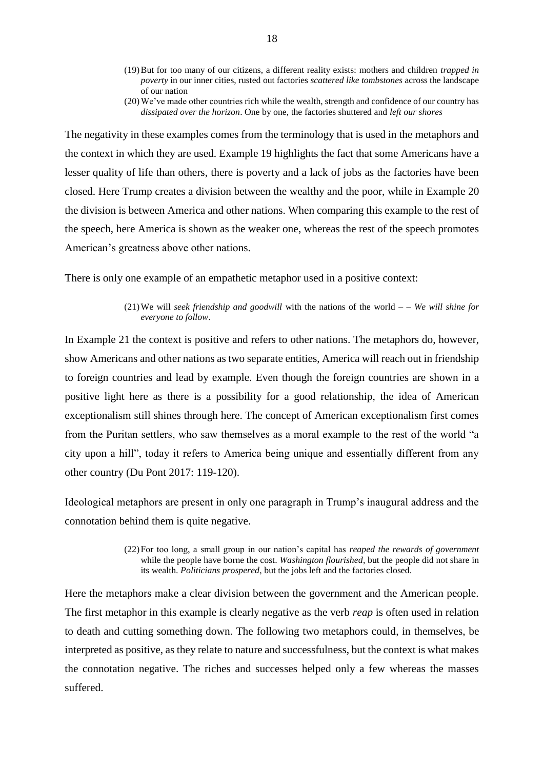(19) But for too many of our citizens, a different reality exists: mothers and children *trapped in poverty* in our inner cities, rusted out factories *scattered like tombstones* across the landscape of our nation

(20) We've made other countries rich while the wealth, strength and confidence of our country has *dissipated over the horizon*. One by one, the factories shuttered and *left our shores*

The negativity in these examples comes from the terminology that is used in the metaphors and the context in which they are used. Example 19 highlights the fact that some Americans have a lesser quality of life than others, there is poverty and a lack of jobs as the factories have been closed. Here Trump creates a division between the wealthy and the poor, while in Example 20 the division is between America and other nations. When comparing this example to the rest of the speech, here America is shown as the weaker one, whereas the rest of the speech promotes American's greatness above other nations.

There is only one example of an empathetic metaphor used in a positive context:

(21) We will *seek friendship and goodwill* with the nations of the world – – *We will shine for everyone to follow*.

In Example 21 the context is positive and refers to other nations. The metaphors do, however, show Americans and other nations as two separate entities, America will reach out in friendship to foreign countries and lead by example. Even though the foreign countries are shown in a positive light here as there is a possibility for a good relationship, the idea of American exceptionalism still shines through here. The concept of American exceptionalism first comes from the Puritan settlers, who saw themselves as a moral example to the rest of the world "a city upon a hill", today it refers to America being unique and essentially different from any other country (Du Pont 2017: 119-120).

Ideological metaphors are present in only one paragraph in Trump's inaugural address and the connotation behind them is quite negative.

(22) For too long, a small group in our nation's capital has *reaped the rewards of government* while the people have borne the cost. *Washington flourished*, but the people did not share in its wealth. *Politicians prospered*, but the jobs left and the factories closed.

Here the metaphors make a clear division between the government and the American people. The first metaphor in this example is clearly negative as the verb *reap* is often used in relation to death and cutting something down. The following two metaphors could, in themselves, be interpreted as positive, as they relate to nature and successfulness, but the context is what makes the connotation negative. The riches and successes helped only a few whereas the masses suffered.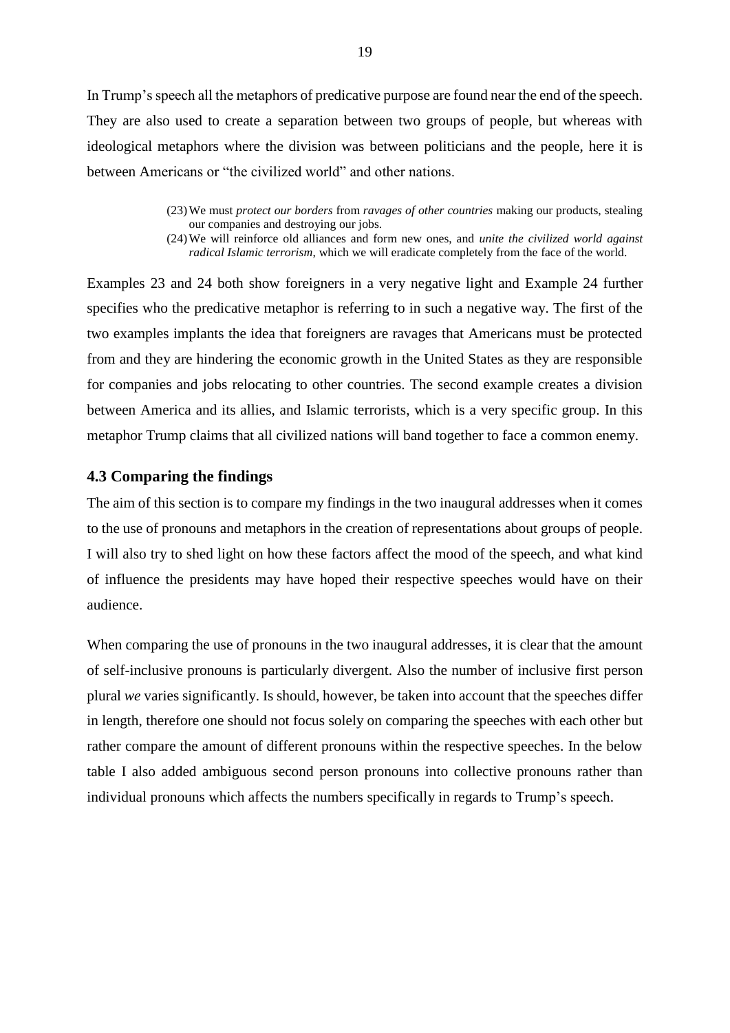In Trump's speech all the metaphors of predicative purpose are found near the end of the speech. They are also used to create a separation between two groups of people, but whereas with ideological metaphors where the division was between politicians and the people, here it is between Americans or "the civilized world" and other nations.

> (23) We must *protect our borders* from *ravages of other countries* making our products, stealing our companies and destroying our jobs.
>
> (24) We will reinforce old alliances and form new ones, and *unite the civilized world against radical Islamic terrorism*, which we will eradicate completely from the face of the world.

Examples 23 and 24 both show foreigners in a very negative light and Example 24 further specifies who the predicative metaphor is referring to in such a negative way. The first of the two examples implants the idea that foreigners are ravages that Americans must be protected from and they are hindering the economic growth in the United States as they are responsible for companies and jobs relocating to other countries. The second example creates a division between America and its allies, and Islamic terrorists, which is a very specific group. In this metaphor Trump claims that all civilized nations will band together to face a common enemy.

### 4.3 Comparing the findings

The aim of this section is to compare my findings in the two inaugural addresses when it comes to the use of pronouns and metaphors in the creation of representations about groups of people. I will also try to shed light on how these factors affect the mood of the speech, and what kind of influence the presidents may have hoped their respective speeches would have on their audience.

When comparing the use of pronouns in the two inaugural addresses, it is clear that the amount of self-inclusive pronouns is particularly divergent. Also the number of inclusive first person plural *we* varies significantly. Is should, however, be taken into account that the speeches differ in length, therefore one should not focus solely on comparing the speeches with each other but rather compare the amount of different pronouns within the respective speeches. In the below table I also added ambiguous second person pronouns into collective pronouns rather than individual pronouns which affects the numbers specifically in regards to Trump's speech.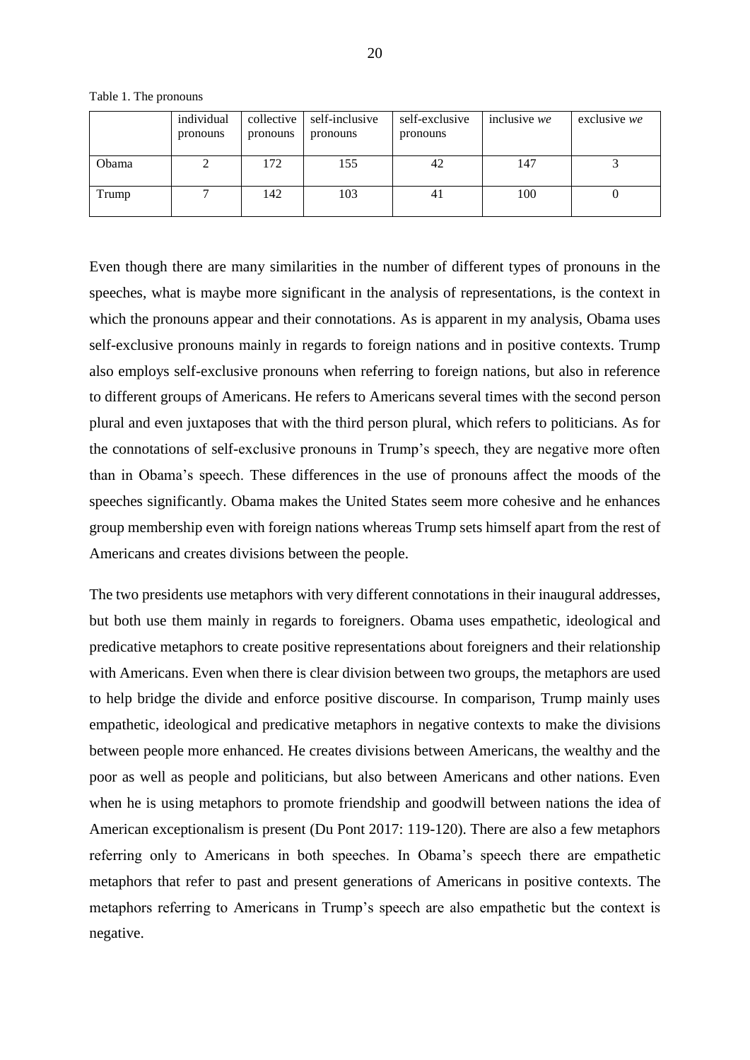Table 1. The pronouns

| | individual pronouns | collective pronouns | self-inclusive pronouns | self-exclusive pronouns | inclusive *we* | exclusive *we* |
|---|---|---|---|---|---|---|
| Obama | 2 | 172 | 155 | 42 | 147 | 3 |
| Trump | 7 | 142 | 103 | 41 | 100 | 0 |

Even though there are many similarities in the number of different types of pronouns in the speeches, what is maybe more significant in the analysis of representations, is the context in which the pronouns appear and their connotations. As is apparent in my analysis, Obama uses self-exclusive pronouns mainly in regards to foreign nations and in positive contexts. Trump also employs self-exclusive pronouns when referring to foreign nations, but also in reference to different groups of Americans. He refers to Americans several times with the second person plural and even juxtaposes that with the third person plural, which refers to politicians. As for the connotations of self-exclusive pronouns in Trump's speech, they are negative more often than in Obama's speech. These differences in the use of pronouns affect the moods of the speeches significantly. Obama makes the United States seem more cohesive and he enhances group membership even with foreign nations whereas Trump sets himself apart from the rest of Americans and creates divisions between the people.

The two presidents use metaphors with very different connotations in their inaugural addresses, but both use them mainly in regards to foreigners. Obama uses empathetic, ideological and predicative metaphors to create positive representations about foreigners and their relationship with Americans. Even when there is clear division between two groups, the metaphors are used to help bridge the divide and enforce positive discourse. In comparison, Trump mainly uses empathetic, ideological and predicative metaphors in negative contexts to make the divisions between people more enhanced. He creates divisions between Americans, the wealthy and the poor as well as people and politicians, but also between Americans and other nations. Even when he is using metaphors to promote friendship and goodwill between nations the idea of American exceptionalism is present (Du Pont 2017: 119-120). There are also a few metaphors referring only to Americans in both speeches. In Obama's speech there are empathetic metaphors that refer to past and present generations of Americans in positive contexts. The metaphors referring to Americans in Trump's speech are also empathetic but the context is negative.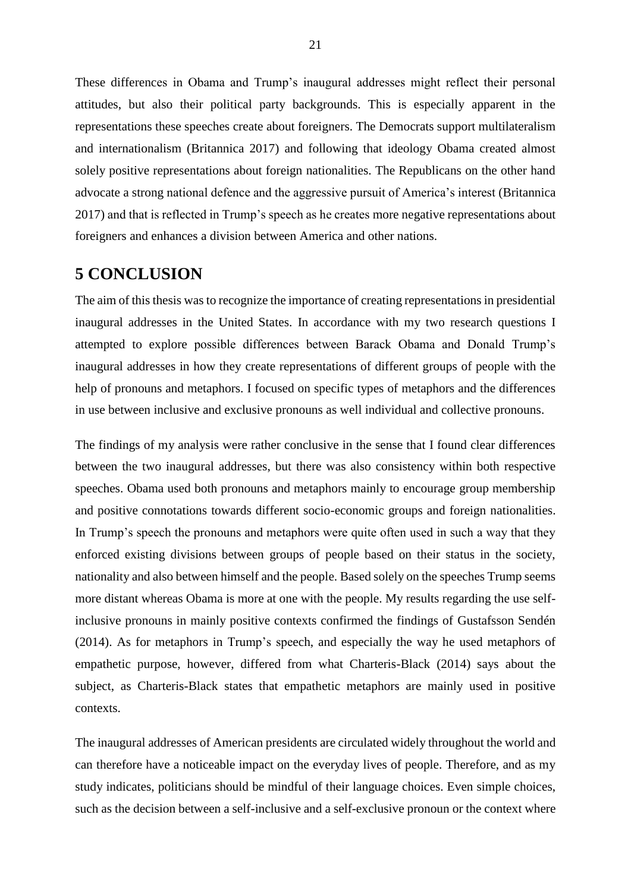These differences in Obama and Trump's inaugural addresses might reflect their personal attitudes, but also their political party backgrounds. This is especially apparent in the representations these speeches create about foreigners. The Democrats support multilateralism and internationalism (Britannica 2017) and following that ideology Obama created almost solely positive representations about foreign nationalities. The Republicans on the other hand advocate a strong national defence and the aggressive pursuit of America's interest (Britannica 2017) and that is reflected in Trump's speech as he creates more negative representations about foreigners and enhances a division between America and other nations.

# 5 CONCLUSION

The aim of this thesis was to recognize the importance of creating representations in presidential inaugural addresses in the United States. In accordance with my two research questions I attempted to explore possible differences between Barack Obama and Donald Trump's inaugural addresses in how they create representations of different groups of people with the help of pronouns and metaphors. I focused on specific types of metaphors and the differences in use between inclusive and exclusive pronouns as well individual and collective pronouns.

The findings of my analysis were rather conclusive in the sense that I found clear differences between the two inaugural addresses, but there was also consistency within both respective speeches. Obama used both pronouns and metaphors mainly to encourage group membership and positive connotations towards different socio-economic groups and foreign nationalities. In Trump's speech the pronouns and metaphors were quite often used in such a way that they enforced existing divisions between groups of people based on their status in the society, nationality and also between himself and the people. Based solely on the speeches Trump seems more distant whereas Obama is more at one with the people. My results regarding the use self-inclusive pronouns in mainly positive contexts confirmed the findings of Gustafsson Sendén (2014). As for metaphors in Trump's speech, and especially the way he used metaphors of empathetic purpose, however, differed from what Charteris-Black (2014) says about the subject, as Charteris-Black states that empathetic metaphors are mainly used in positive contexts.

The inaugural addresses of American presidents are circulated widely throughout the world and can therefore have a noticeable impact on the everyday lives of people. Therefore, and as my study indicates, politicians should be mindful of their language choices. Even simple choices, such as the decision between a self-inclusive and a self-exclusive pronoun or the context where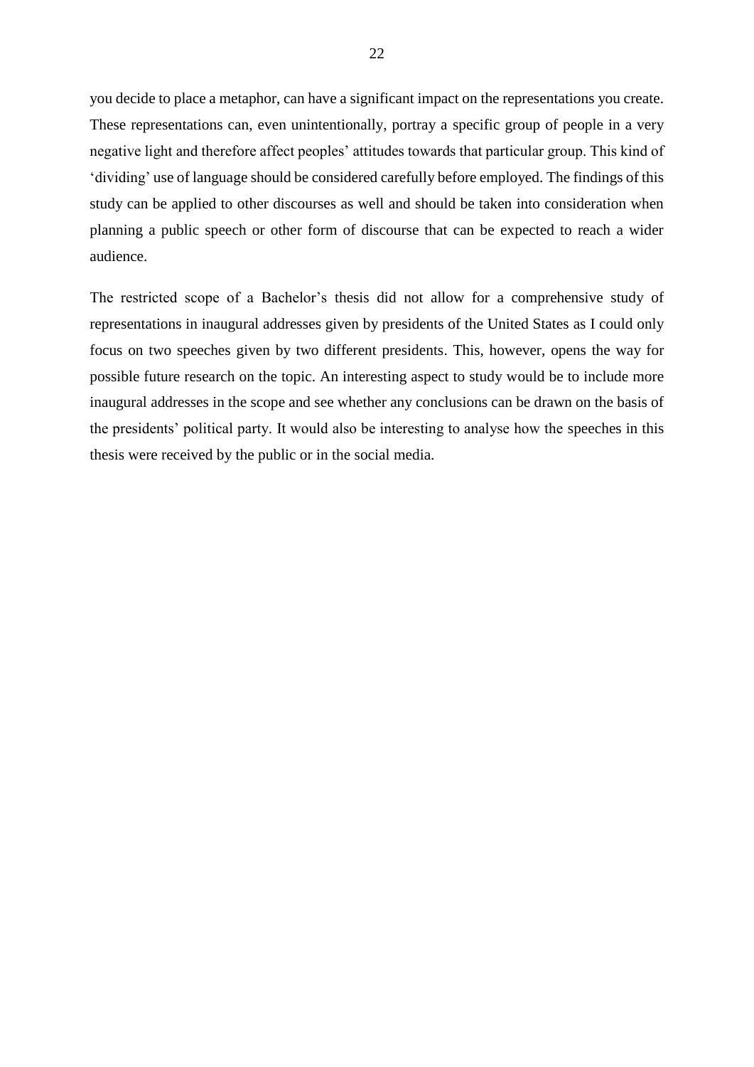you decide to place a metaphor, can have a significant impact on the representations you create. These representations can, even unintentionally, portray a specific group of people in a very negative light and therefore affect peoples' attitudes towards that particular group. This kind of 'dividing' use of language should be considered carefully before employed. The findings of this study can be applied to other discourses as well and should be taken into consideration when planning a public speech or other form of discourse that can be expected to reach a wider audience.

The restricted scope of a Bachelor's thesis did not allow for a comprehensive study of representations in inaugural addresses given by presidents of the United States as I could only focus on two speeches given by two different presidents. This, however, opens the way for possible future research on the topic. An interesting aspect to study would be to include more inaugural addresses in the scope and see whether any conclusions can be drawn on the basis of the presidents' political party. It would also be interesting to analyse how the speeches in this thesis were received by the public or in the social media.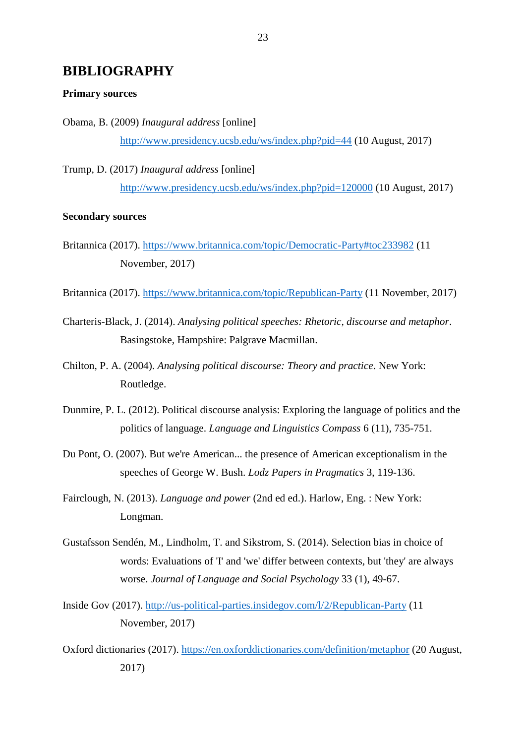# BIBLIOGRAPHY

**Primary sources**

Obama, B. (2009) *Inaugural address* [online] http://www.presidency.ucsb.edu/ws/index.php?pid=44 (10 August, 2017)

Trump, D. (2017) *Inaugural address* [online] http://www.presidency.ucsb.edu/ws/index.php?pid=120000 (10 August, 2017)

**Secondary sources**

Britannica (2017). https://www.britannica.com/topic/Democratic-Party#toc233982 (11 November, 2017)

Britannica (2017). https://www.britannica.com/topic/Republican-Party (11 November, 2017)

Charteris-Black, J. (2014). *Analysing political speeches: Rhetoric, discourse and metaphor*. Basingstoke, Hampshire: Palgrave Macmillan.

Chilton, P. A. (2004). *Analysing political discourse: Theory and practice*. New York: Routledge.

Dunmire, P. L. (2012). Political discourse analysis: Exploring the language of politics and the politics of language. *Language and Linguistics Compass* 6 (11), 735-751.

Du Pont, O. (2007). But we're American... the presence of American exceptionalism in the speeches of George W. Bush. *Lodz Papers in Pragmatics* 3, 119-136.

Fairclough, N. (2013). *Language and power* (2nd ed ed.). Harlow, Eng. : New York: Longman.

Gustafsson Sendén, M., Lindholm, T. and Sikstrom, S. (2014). Selection bias in choice of words: Evaluations of 'I' and 'we' differ between contexts, but 'they' are always worse. *Journal of Language and Social Psychology* 33 (1), 49-67.

Inside Gov (2017). http://us-political-parties.insidegov.com/l/2/Republican-Party (11 November, 2017)

Oxford dictionaries (2017). https://en.oxforddictionaries.com/definition/metaphor (20 August, 2017)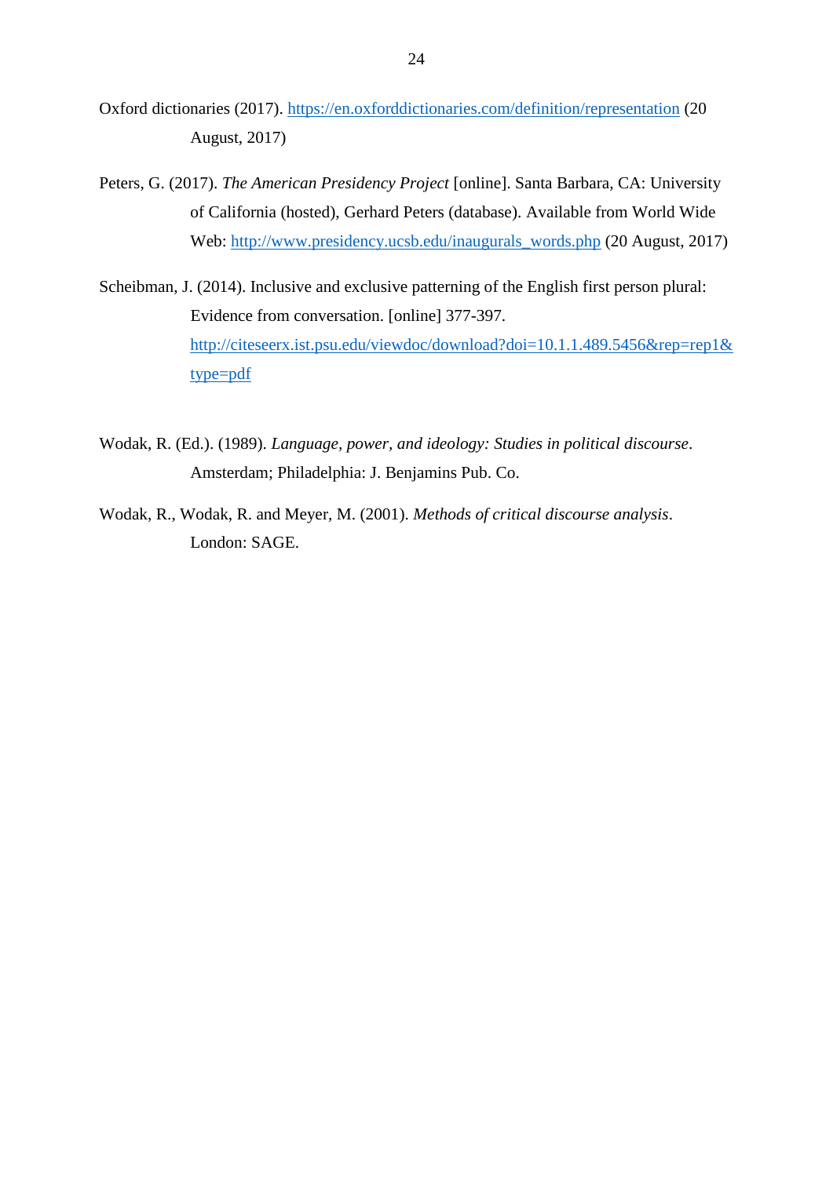Oxford dictionaries (2017). https://en.oxforddictionaries.com/definition/representation (20 August, 2017)

Peters, G. (2017). *The American Presidency Project* [online]. Santa Barbara, CA: University of California (hosted), Gerhard Peters (database). Available from World Wide Web: http://www.presidency.ucsb.edu/inaugurals_words.php (20 August, 2017)

Scheibman, J. (2014). Inclusive and exclusive patterning of the English first person plural: Evidence from conversation. [online] 377-397. http://citeseerx.ist.psu.edu/viewdoc/download?doi=10.1.1.489.5456&rep=rep1&type=pdf

Wodak, R. (Ed.). (1989). *Language, power, and ideology: Studies in political discourse*. Amsterdam; Philadelphia: J. Benjamins Pub. Co.

Wodak, R., Wodak, R. and Meyer, M. (2001). *Methods of critical discourse analysis*. London: SAGE.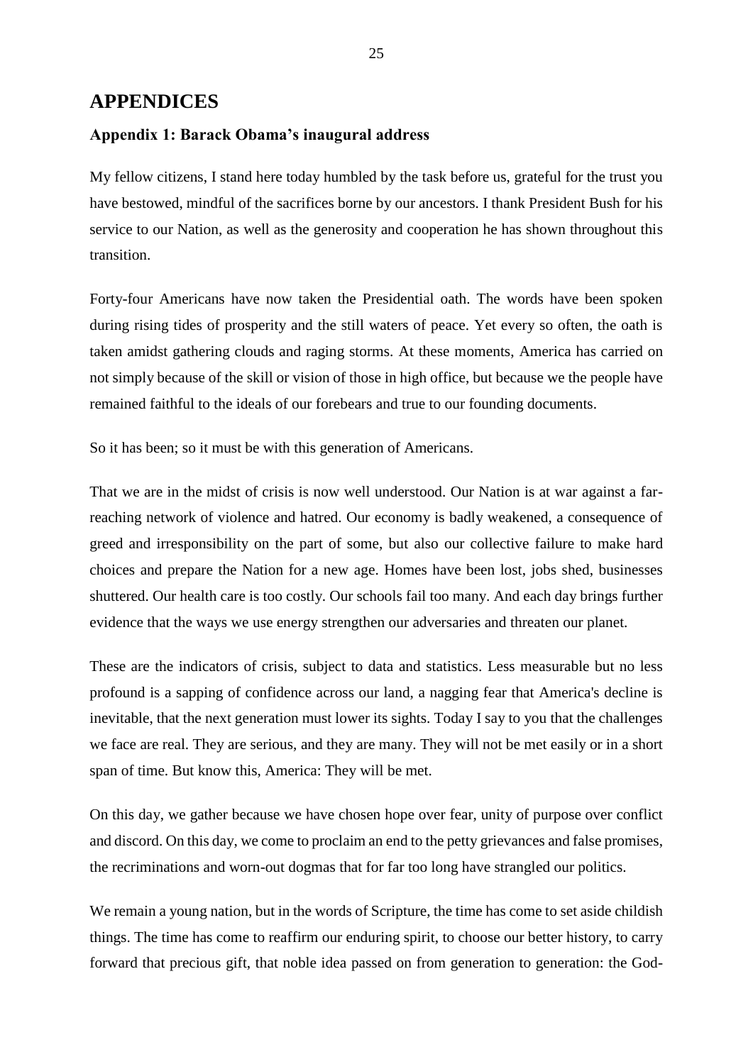# APPENDICES

## Appendix 1: Barack Obama's inaugural address

My fellow citizens, I stand here today humbled by the task before us, grateful for the trust you have bestowed, mindful of the sacrifices borne by our ancestors. I thank President Bush for his service to our Nation, as well as the generosity and cooperation he has shown throughout this transition.

Forty-four Americans have now taken the Presidential oath. The words have been spoken during rising tides of prosperity and the still waters of peace. Yet every so often, the oath is taken amidst gathering clouds and raging storms. At these moments, America has carried on not simply because of the skill or vision of those in high office, but because we the people have remained faithful to the ideals of our forebears and true to our founding documents.

So it has been; so it must be with this generation of Americans.

That we are in the midst of crisis is now well understood. Our Nation is at war against a far-reaching network of violence and hatred. Our economy is badly weakened, a consequence of greed and irresponsibility on the part of some, but also our collective failure to make hard choices and prepare the Nation for a new age. Homes have been lost, jobs shed, businesses shuttered. Our health care is too costly. Our schools fail too many. And each day brings further evidence that the ways we use energy strengthen our adversaries and threaten our planet.

These are the indicators of crisis, subject to data and statistics. Less measurable but no less profound is a sapping of confidence across our land, a nagging fear that America's decline is inevitable, that the next generation must lower its sights. Today I say to you that the challenges we face are real. They are serious, and they are many. They will not be met easily or in a short span of time. But know this, America: They will be met.

On this day, we gather because we have chosen hope over fear, unity of purpose over conflict and discord. On this day, we come to proclaim an end to the petty grievances and false promises, the recriminations and worn-out dogmas that for far too long have strangled our politics.

We remain a young nation, but in the words of Scripture, the time has come to set aside childish things. The time has come to reaffirm our enduring spirit, to choose our better history, to carry forward that precious gift, that noble idea passed on from generation to generation: the God-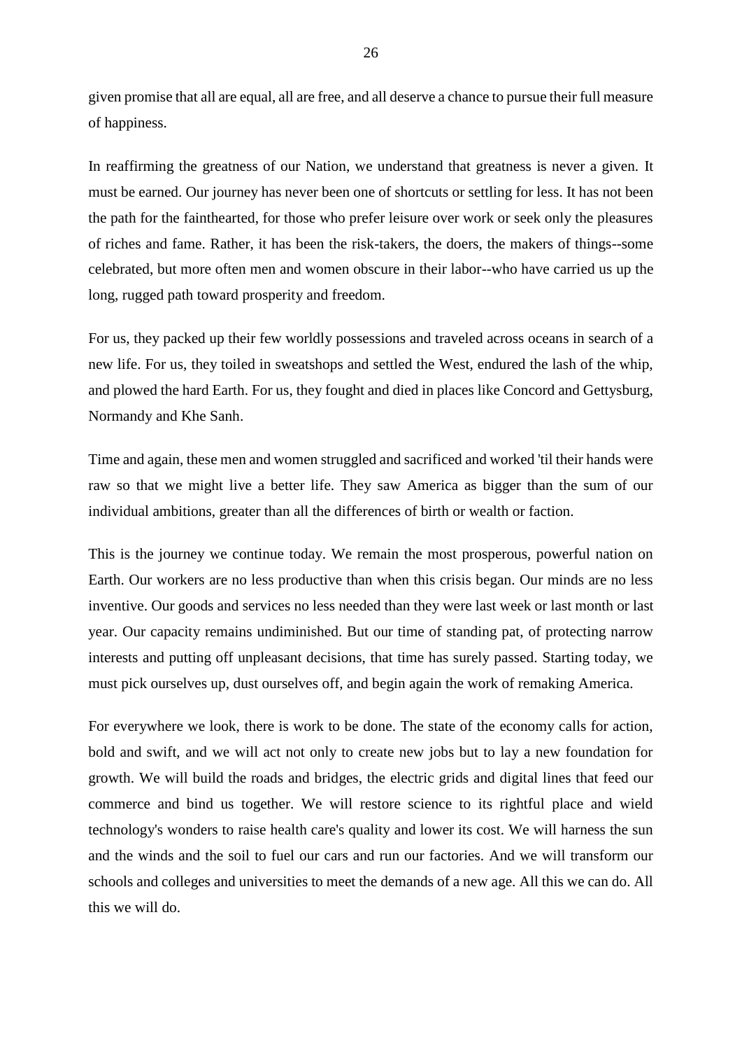given promise that all are equal, all are free, and all deserve a chance to pursue their full measure of happiness.

In reaffirming the greatness of our Nation, we understand that greatness is never a given. It must be earned. Our journey has never been one of shortcuts or settling for less. It has not been the path for the fainthearted, for those who prefer leisure over work or seek only the pleasures of riches and fame. Rather, it has been the risk-takers, the doers, the makers of things--some celebrated, but more often men and women obscure in their labor--who have carried us up the long, rugged path toward prosperity and freedom.

For us, they packed up their few worldly possessions and traveled across oceans in search of a new life. For us, they toiled in sweatshops and settled the West, endured the lash of the whip, and plowed the hard Earth. For us, they fought and died in places like Concord and Gettysburg, Normandy and Khe Sanh.

Time and again, these men and women struggled and sacrificed and worked 'til their hands were raw so that we might live a better life. They saw America as bigger than the sum of our individual ambitions, greater than all the differences of birth or wealth or faction.

This is the journey we continue today. We remain the most prosperous, powerful nation on Earth. Our workers are no less productive than when this crisis began. Our minds are no less inventive. Our goods and services no less needed than they were last week or last month or last year. Our capacity remains undiminished. But our time of standing pat, of protecting narrow interests and putting off unpleasant decisions, that time has surely passed. Starting today, we must pick ourselves up, dust ourselves off, and begin again the work of remaking America.

For everywhere we look, there is work to be done. The state of the economy calls for action, bold and swift, and we will act not only to create new jobs but to lay a new foundation for growth. We will build the roads and bridges, the electric grids and digital lines that feed our commerce and bind us together. We will restore science to its rightful place and wield technology's wonders to raise health care's quality and lower its cost. We will harness the sun and the winds and the soil to fuel our cars and run our factories. And we will transform our schools and colleges and universities to meet the demands of a new age. All this we can do. All this we will do.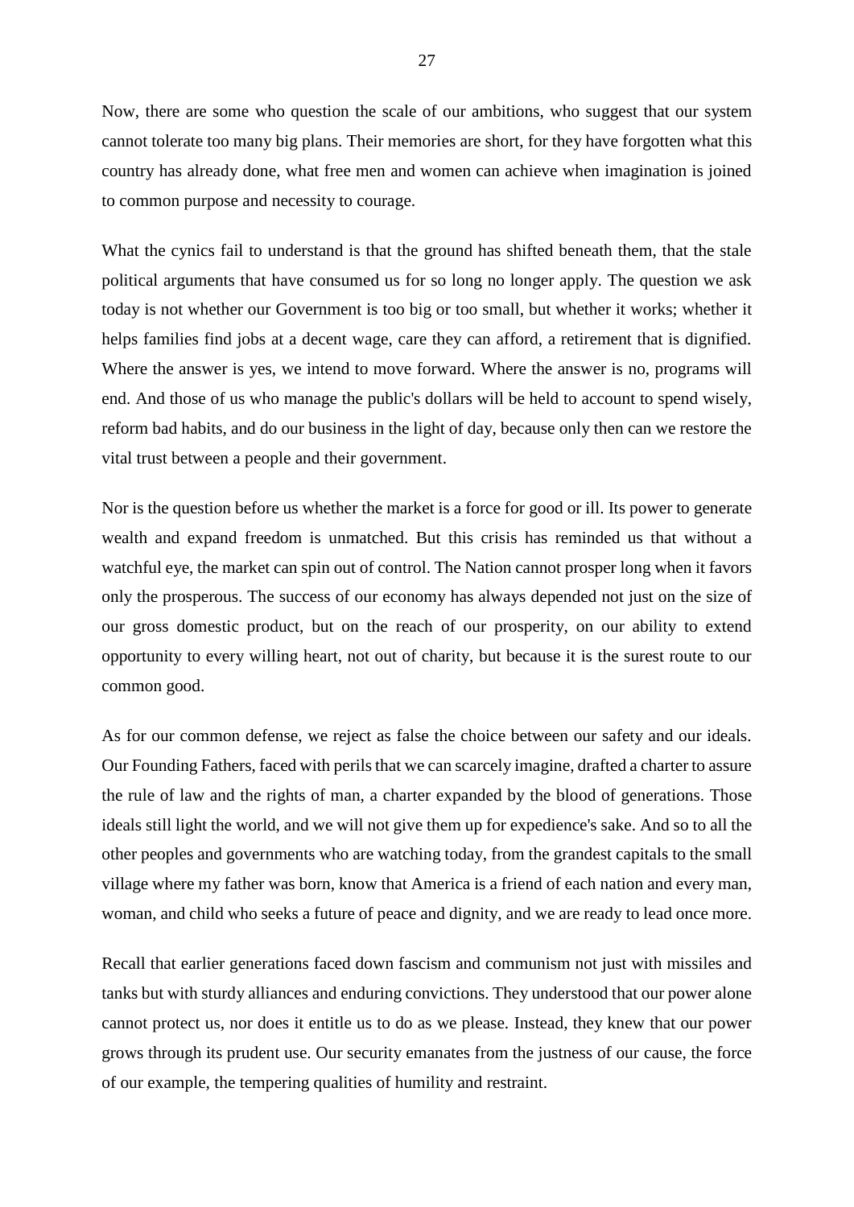Now, there are some who question the scale of our ambitions, who suggest that our system cannot tolerate too many big plans. Their memories are short, for they have forgotten what this country has already done, what free men and women can achieve when imagination is joined to common purpose and necessity to courage.

What the cynics fail to understand is that the ground has shifted beneath them, that the stale political arguments that have consumed us for so long no longer apply. The question we ask today is not whether our Government is too big or too small, but whether it works; whether it helps families find jobs at a decent wage, care they can afford, a retirement that is dignified. Where the answer is yes, we intend to move forward. Where the answer is no, programs will end. And those of us who manage the public's dollars will be held to account to spend wisely, reform bad habits, and do our business in the light of day, because only then can we restore the vital trust between a people and their government.

Nor is the question before us whether the market is a force for good or ill. Its power to generate wealth and expand freedom is unmatched. But this crisis has reminded us that without a watchful eye, the market can spin out of control. The Nation cannot prosper long when it favors only the prosperous. The success of our economy has always depended not just on the size of our gross domestic product, but on the reach of our prosperity, on our ability to extend opportunity to every willing heart, not out of charity, but because it is the surest route to our common good.

As for our common defense, we reject as false the choice between our safety and our ideals. Our Founding Fathers, faced with perils that we can scarcely imagine, drafted a charter to assure the rule of law and the rights of man, a charter expanded by the blood of generations. Those ideals still light the world, and we will not give them up for expedience's sake. And so to all the other peoples and governments who are watching today, from the grandest capitals to the small village where my father was born, know that America is a friend of each nation and every man, woman, and child who seeks a future of peace and dignity, and we are ready to lead once more.

Recall that earlier generations faced down fascism and communism not just with missiles and tanks but with sturdy alliances and enduring convictions. They understood that our power alone cannot protect us, nor does it entitle us to do as we please. Instead, they knew that our power grows through its prudent use. Our security emanates from the justness of our cause, the force of our example, the tempering qualities of humility and restraint.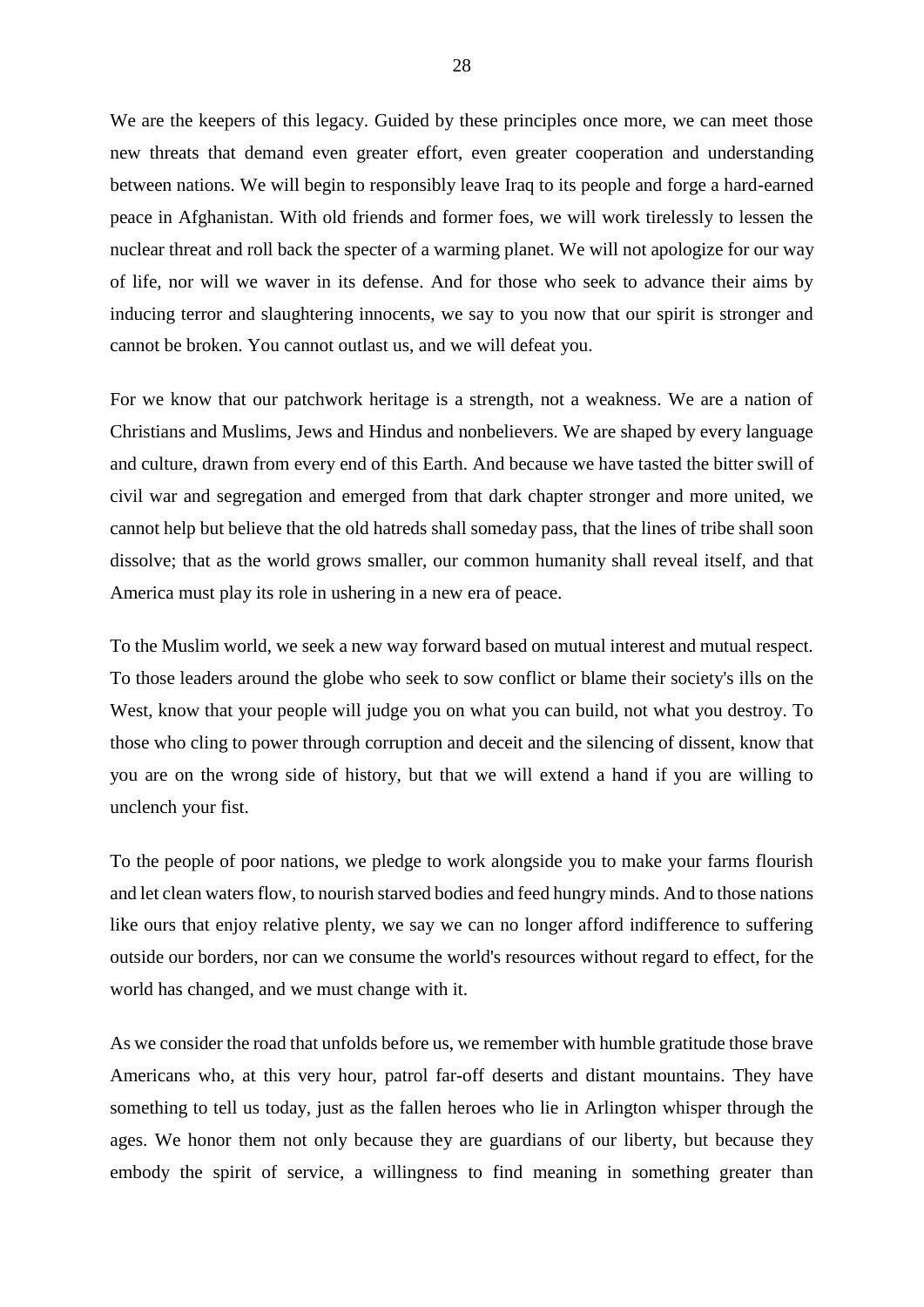We are the keepers of this legacy. Guided by these principles once more, we can meet those new threats that demand even greater effort, even greater cooperation and understanding between nations. We will begin to responsibly leave Iraq to its people and forge a hard-earned peace in Afghanistan. With old friends and former foes, we will work tirelessly to lessen the nuclear threat and roll back the specter of a warming planet. We will not apologize for our way of life, nor will we waver in its defense. And for those who seek to advance their aims by inducing terror and slaughtering innocents, we say to you now that our spirit is stronger and cannot be broken. You cannot outlast us, and we will defeat you.

For we know that our patchwork heritage is a strength, not a weakness. We are a nation of Christians and Muslims, Jews and Hindus and nonbelievers. We are shaped by every language and culture, drawn from every end of this Earth. And because we have tasted the bitter swill of civil war and segregation and emerged from that dark chapter stronger and more united, we cannot help but believe that the old hatreds shall someday pass, that the lines of tribe shall soon dissolve; that as the world grows smaller, our common humanity shall reveal itself, and that America must play its role in ushering in a new era of peace.

To the Muslim world, we seek a new way forward based on mutual interest and mutual respect. To those leaders around the globe who seek to sow conflict or blame their society's ills on the West, know that your people will judge you on what you can build, not what you destroy. To those who cling to power through corruption and deceit and the silencing of dissent, know that you are on the wrong side of history, but that we will extend a hand if you are willing to unclench your fist.

To the people of poor nations, we pledge to work alongside you to make your farms flourish and let clean waters flow, to nourish starved bodies and feed hungry minds. And to those nations like ours that enjoy relative plenty, we say we can no longer afford indifference to suffering outside our borders, nor can we consume the world's resources without regard to effect, for the world has changed, and we must change with it.

As we consider the road that unfolds before us, we remember with humble gratitude those brave Americans who, at this very hour, patrol far-off deserts and distant mountains. They have something to tell us today, just as the fallen heroes who lie in Arlington whisper through the ages. We honor them not only because they are guardians of our liberty, but because they embody the spirit of service, a willingness to find meaning in something greater than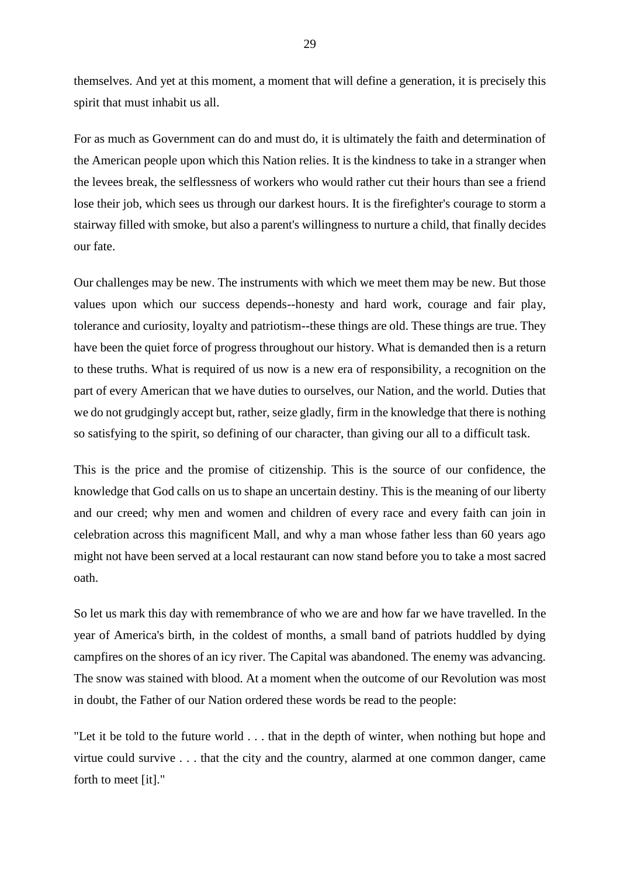themselves. And yet at this moment, a moment that will define a generation, it is precisely this spirit that must inhabit us all.

For as much as Government can do and must do, it is ultimately the faith and determination of the American people upon which this Nation relies. It is the kindness to take in a stranger when the levees break, the selflessness of workers who would rather cut their hours than see a friend lose their job, which sees us through our darkest hours. It is the firefighter's courage to storm a stairway filled with smoke, but also a parent's willingness to nurture a child, that finally decides our fate.

Our challenges may be new. The instruments with which we meet them may be new. But those values upon which our success depends--honesty and hard work, courage and fair play, tolerance and curiosity, loyalty and patriotism--these things are old. These things are true. They have been the quiet force of progress throughout our history. What is demanded then is a return to these truths. What is required of us now is a new era of responsibility, a recognition on the part of every American that we have duties to ourselves, our Nation, and the world. Duties that we do not grudgingly accept but, rather, seize gladly, firm in the knowledge that there is nothing so satisfying to the spirit, so defining of our character, than giving our all to a difficult task.

This is the price and the promise of citizenship. This is the source of our confidence, the knowledge that God calls on us to shape an uncertain destiny. This is the meaning of our liberty and our creed; why men and women and children of every race and every faith can join in celebration across this magnificent Mall, and why a man whose father less than 60 years ago might not have been served at a local restaurant can now stand before you to take a most sacred oath.

So let us mark this day with remembrance of who we are and how far we have travelled. In the year of America's birth, in the coldest of months, a small band of patriots huddled by dying campfires on the shores of an icy river. The Capital was abandoned. The enemy was advancing. The snow was stained with blood. At a moment when the outcome of our Revolution was most in doubt, the Father of our Nation ordered these words be read to the people:

"Let it be told to the future world . . . that in the depth of winter, when nothing but hope and virtue could survive . . . that the city and the country, alarmed at one common danger, came forth to meet [it]."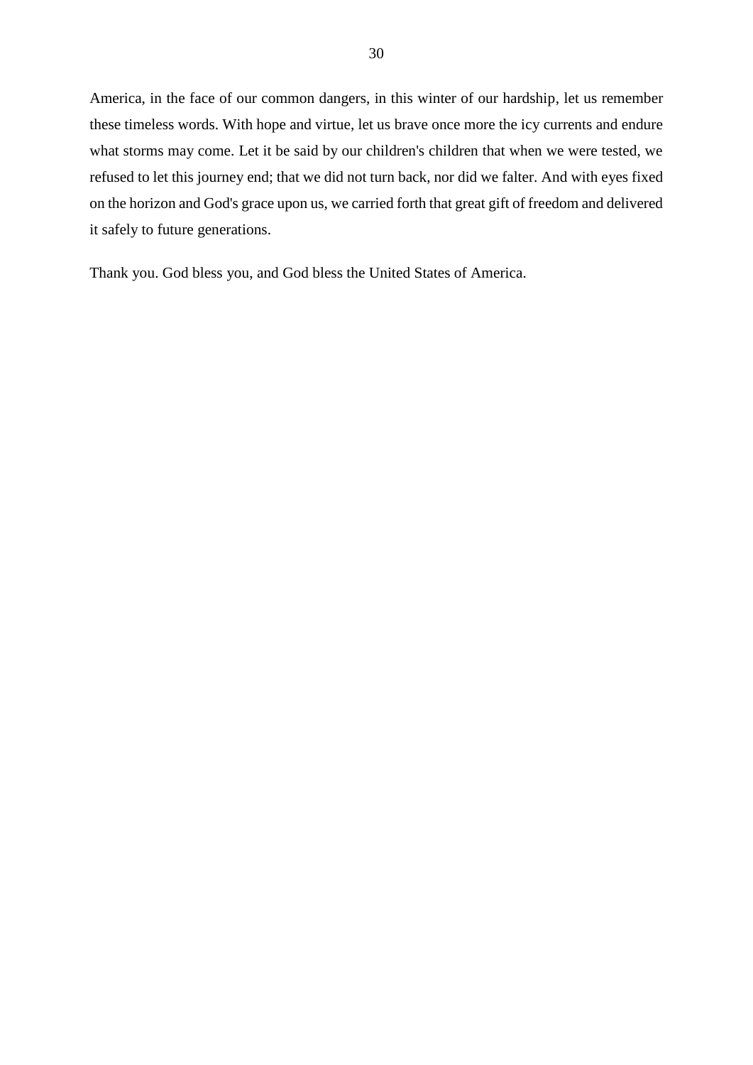America, in the face of our common dangers, in this winter of our hardship, let us remember these timeless words. With hope and virtue, let us brave once more the icy currents and endure what storms may come. Let it be said by our children's children that when we were tested, we refused to let this journey end; that we did not turn back, nor did we falter. And with eyes fixed on the horizon and God's grace upon us, we carried forth that great gift of freedom and delivered it safely to future generations.

Thank you. God bless you, and God bless the United States of America.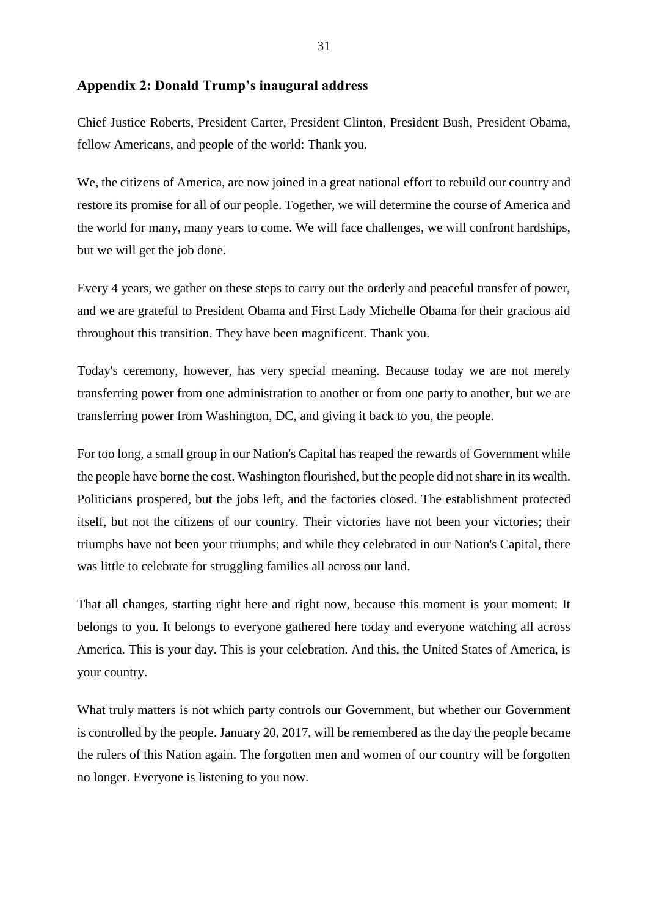## Appendix 2: Donald Trump's inaugural address

Chief Justice Roberts, President Carter, President Clinton, President Bush, President Obama, fellow Americans, and people of the world: Thank you.

We, the citizens of America, are now joined in a great national effort to rebuild our country and restore its promise for all of our people. Together, we will determine the course of America and the world for many, many years to come. We will face challenges, we will confront hardships, but we will get the job done.

Every 4 years, we gather on these steps to carry out the orderly and peaceful transfer of power, and we are grateful to President Obama and First Lady Michelle Obama for their gracious aid throughout this transition. They have been magnificent. Thank you.

Today's ceremony, however, has very special meaning. Because today we are not merely transferring power from one administration to another or from one party to another, but we are transferring power from Washington, DC, and giving it back to you, the people.

For too long, a small group in our Nation's Capital has reaped the rewards of Government while the people have borne the cost. Washington flourished, but the people did not share in its wealth. Politicians prospered, but the jobs left, and the factories closed. The establishment protected itself, but not the citizens of our country. Their victories have not been your victories; their triumphs have not been your triumphs; and while they celebrated in our Nation's Capital, there was little to celebrate for struggling families all across our land.

That all changes, starting right here and right now, because this moment is your moment: It belongs to you. It belongs to everyone gathered here today and everyone watching all across America. This is your day. This is your celebration. And this, the United States of America, is your country.

What truly matters is not which party controls our Government, but whether our Government is controlled by the people. January 20, 2017, will be remembered as the day the people became the rulers of this Nation again. The forgotten men and women of our country will be forgotten no longer. Everyone is listening to you now.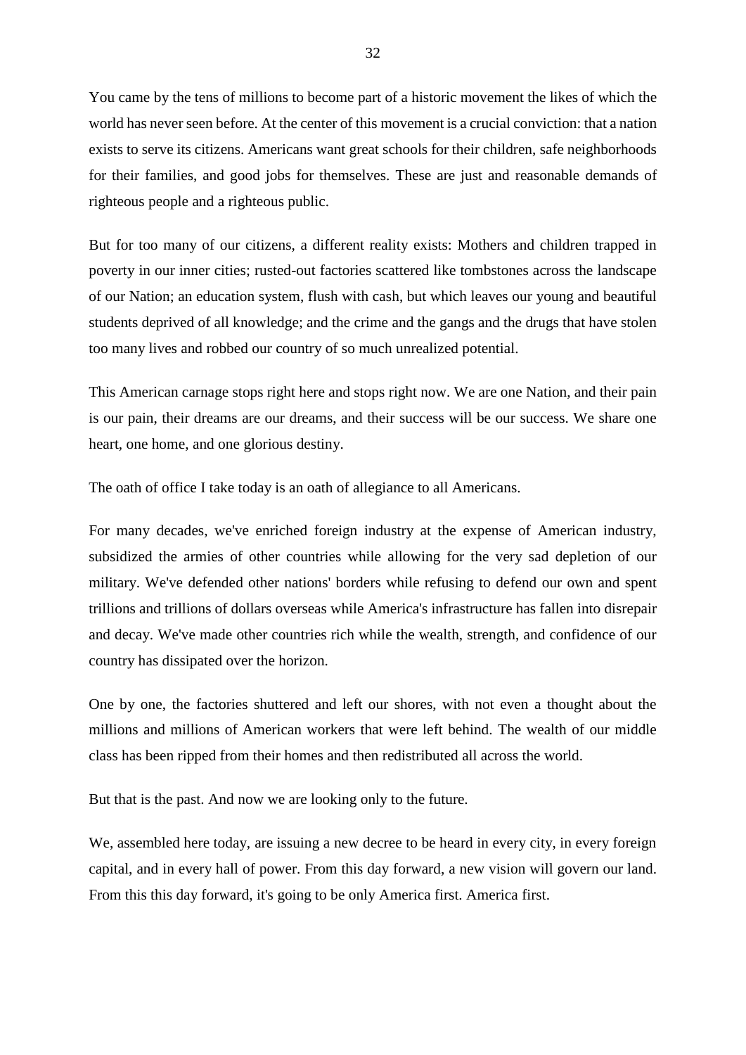You came by the tens of millions to become part of a historic movement the likes of which the world has never seen before. At the center of this movement is a crucial conviction: that a nation exists to serve its citizens. Americans want great schools for their children, safe neighborhoods for their families, and good jobs for themselves. These are just and reasonable demands of righteous people and a righteous public.

But for too many of our citizens, a different reality exists: Mothers and children trapped in poverty in our inner cities; rusted-out factories scattered like tombstones across the landscape of our Nation; an education system, flush with cash, but which leaves our young and beautiful students deprived of all knowledge; and the crime and the gangs and the drugs that have stolen too many lives and robbed our country of so much unrealized potential.

This American carnage stops right here and stops right now. We are one Nation, and their pain is our pain, their dreams are our dreams, and their success will be our success. We share one heart, one home, and one glorious destiny.

The oath of office I take today is an oath of allegiance to all Americans.

For many decades, we've enriched foreign industry at the expense of American industry, subsidized the armies of other countries while allowing for the very sad depletion of our military. We've defended other nations' borders while refusing to defend our own and spent trillions and trillions of dollars overseas while America's infrastructure has fallen into disrepair and decay. We've made other countries rich while the wealth, strength, and confidence of our country has dissipated over the horizon.

One by one, the factories shuttered and left our shores, with not even a thought about the millions and millions of American workers that were left behind. The wealth of our middle class has been ripped from their homes and then redistributed all across the world.

But that is the past. And now we are looking only to the future.

We, assembled here today, are issuing a new decree to be heard in every city, in every foreign capital, and in every hall of power. From this day forward, a new vision will govern our land. From this this day forward, it's going to be only America first. America first.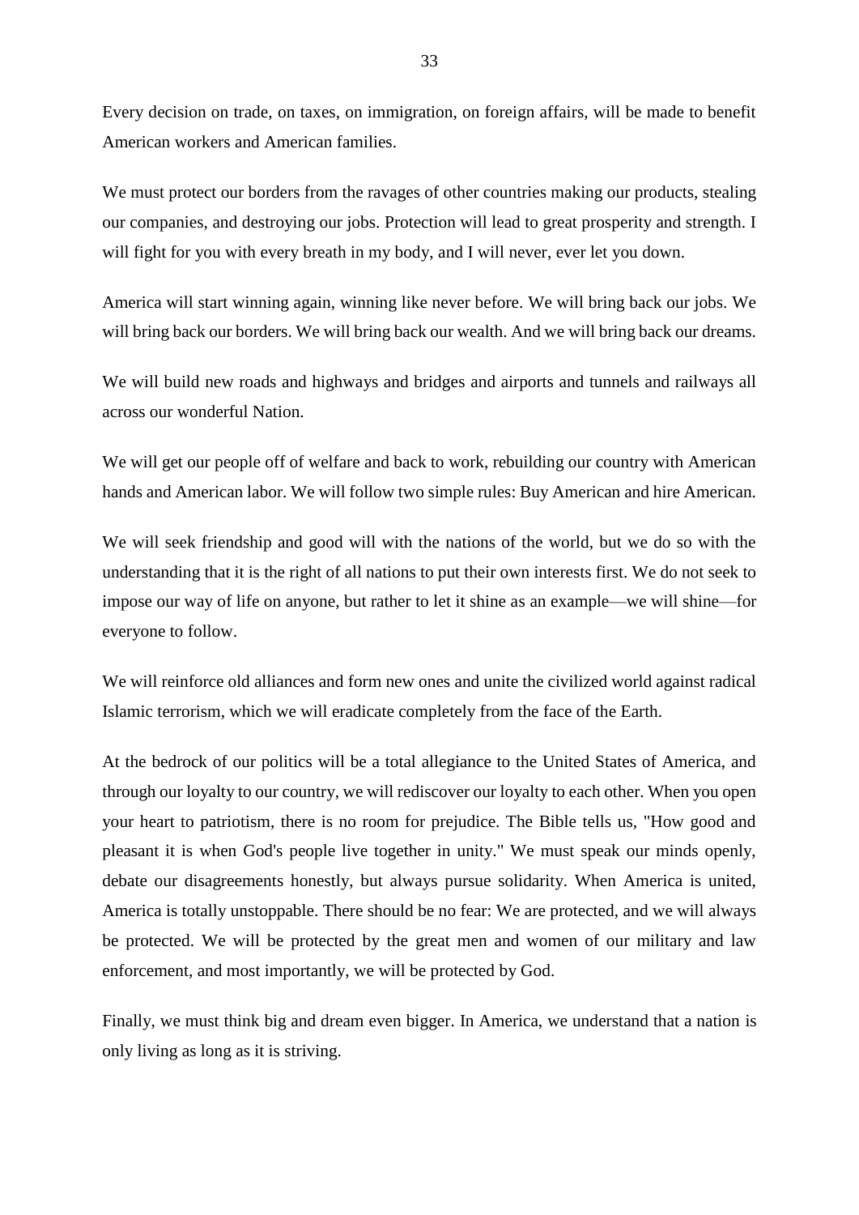Every decision on trade, on taxes, on immigration, on foreign affairs, will be made to benefit American workers and American families.

We must protect our borders from the ravages of other countries making our products, stealing our companies, and destroying our jobs. Protection will lead to great prosperity and strength. I will fight for you with every breath in my body, and I will never, ever let you down.

America will start winning again, winning like never before. We will bring back our jobs. We will bring back our borders. We will bring back our wealth. And we will bring back our dreams.

We will build new roads and highways and bridges and airports and tunnels and railways all across our wonderful Nation.

We will get our people off of welfare and back to work, rebuilding our country with American hands and American labor. We will follow two simple rules: Buy American and hire American.

We will seek friendship and good will with the nations of the world, but we do so with the understanding that it is the right of all nations to put their own interests first. We do not seek to impose our way of life on anyone, but rather to let it shine as an example—we will shine—for everyone to follow.

We will reinforce old alliances and form new ones and unite the civilized world against radical Islamic terrorism, which we will eradicate completely from the face of the Earth.

At the bedrock of our politics will be a total allegiance to the United States of America, and through our loyalty to our country, we will rediscover our loyalty to each other. When you open your heart to patriotism, there is no room for prejudice. The Bible tells us, "How good and pleasant it is when God's people live together in unity." We must speak our minds openly, debate our disagreements honestly, but always pursue solidarity. When America is united, America is totally unstoppable. There should be no fear: We are protected, and we will always be protected. We will be protected by the great men and women of our military and law enforcement, and most importantly, we will be protected by God.

Finally, we must think big and dream even bigger. In America, we understand that a nation is only living as long as it is striving.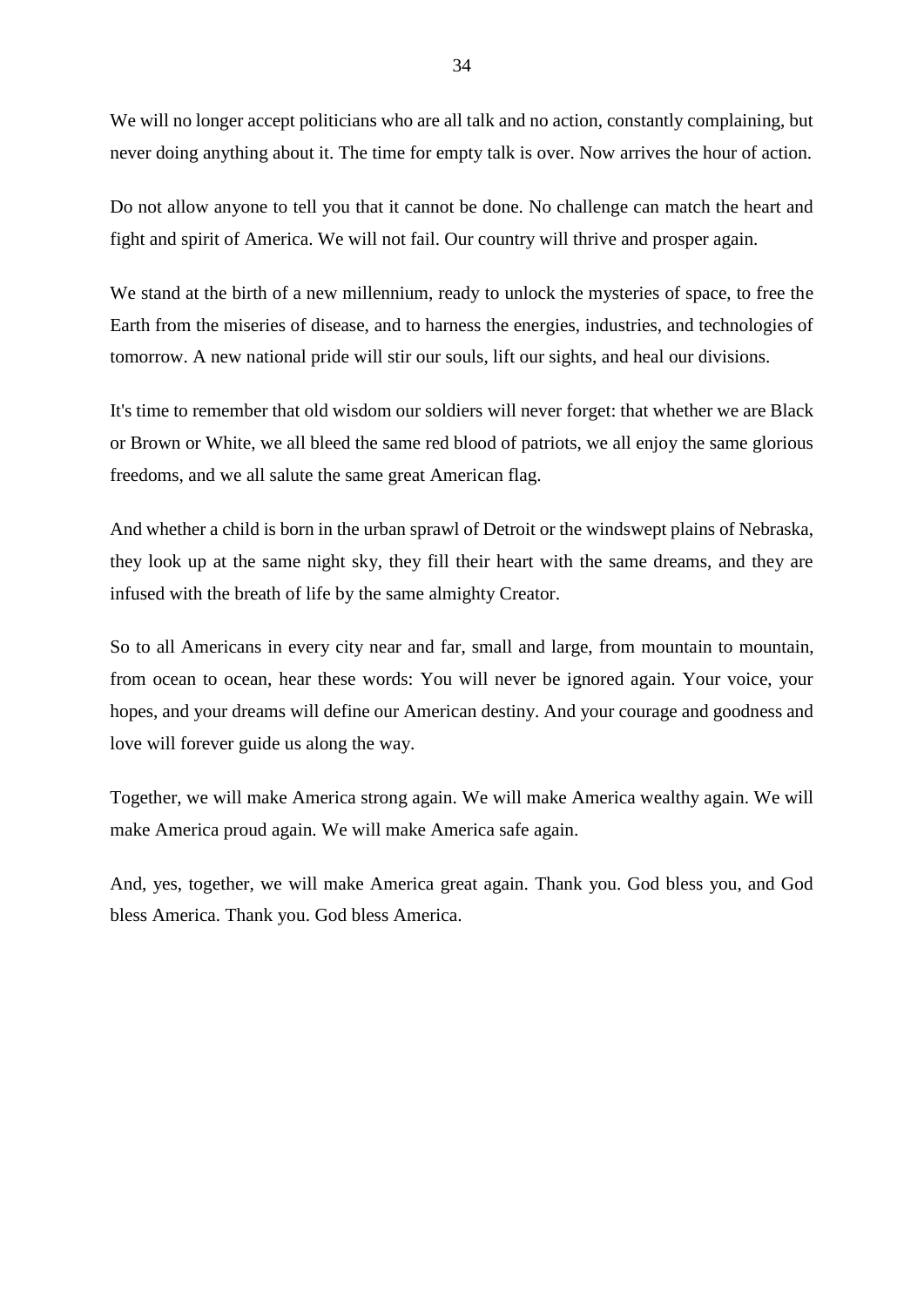We will no longer accept politicians who are all talk and no action, constantly complaining, but never doing anything about it. The time for empty talk is over. Now arrives the hour of action.

Do not allow anyone to tell you that it cannot be done. No challenge can match the heart and fight and spirit of America. We will not fail. Our country will thrive and prosper again.

We stand at the birth of a new millennium, ready to unlock the mysteries of space, to free the Earth from the miseries of disease, and to harness the energies, industries, and technologies of tomorrow. A new national pride will stir our souls, lift our sights, and heal our divisions.

It's time to remember that old wisdom our soldiers will never forget: that whether we are Black or Brown or White, we all bleed the same red blood of patriots, we all enjoy the same glorious freedoms, and we all salute the same great American flag.

And whether a child is born in the urban sprawl of Detroit or the windswept plains of Nebraska, they look up at the same night sky, they fill their heart with the same dreams, and they are infused with the breath of life by the same almighty Creator.

So to all Americans in every city near and far, small and large, from mountain to mountain, from ocean to ocean, hear these words: You will never be ignored again. Your voice, your hopes, and your dreams will define our American destiny. And your courage and goodness and love will forever guide us along the way.

Together, we will make America strong again. We will make America wealthy again. We will make America proud again. We will make America safe again.

And, yes, together, we will make America great again. Thank you. God bless you, and God bless America. Thank you. God bless America.